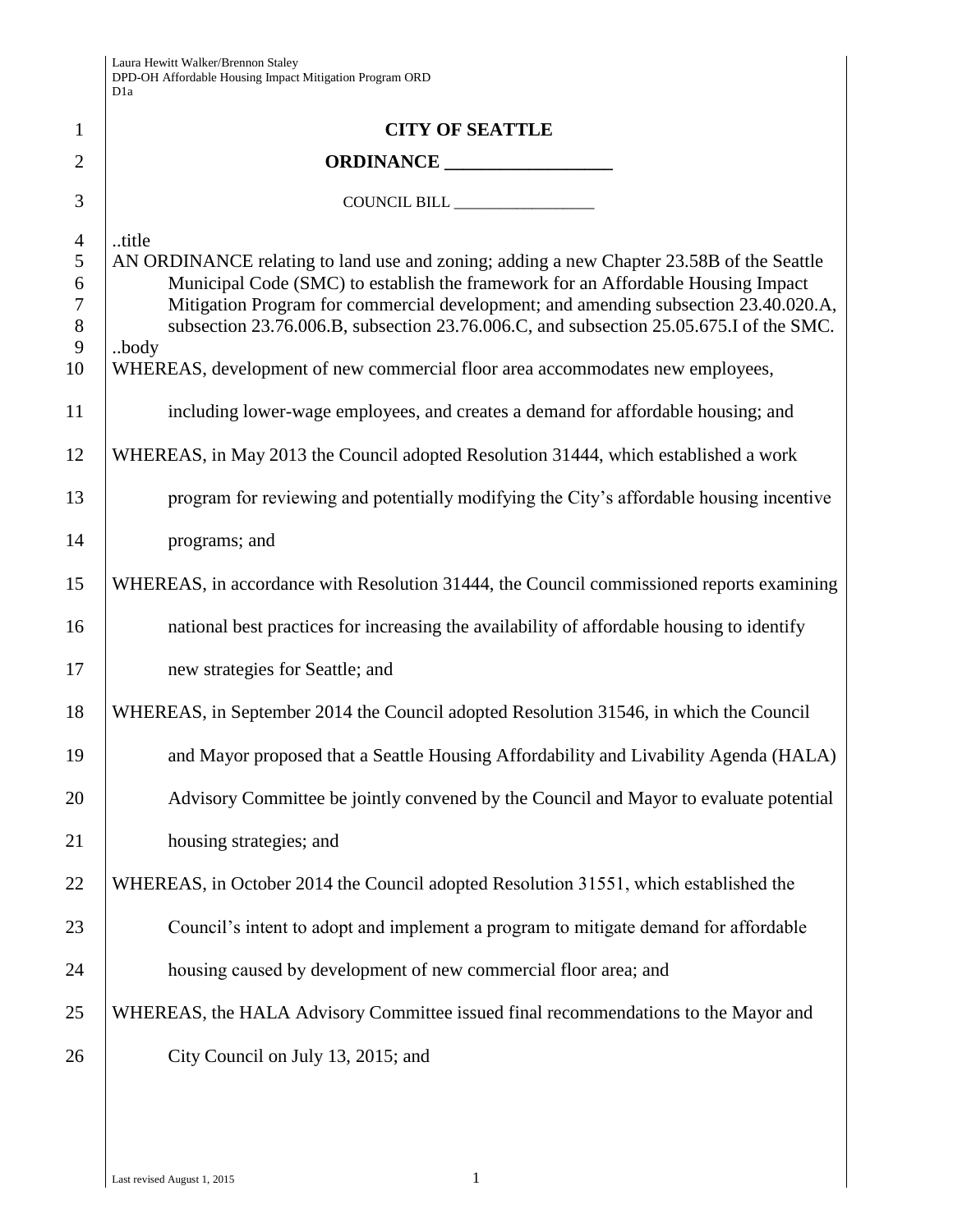# CITY OF SEATTLE

## ORDINANCE __________________

COUNCIL BILL __________________

..title

AN ORDINANCE relating to land use and zoning; adding a new Chapter 23.58B of the Seattle Municipal Code (SMC) to establish the framework for an Affordable Housing Impact Mitigation Program for commercial development; and amending subsection 23.40.020.A, subsection 23.76.006.B, subsection 23.76.006.C, and subsection 25.05.675.I of the SMC.

..body

WHEREAS, development of new commercial floor area accommodates new employees, including lower-wage employees, and creates a demand for affordable housing; and

WHEREAS, in May 2013 the Council adopted Resolution 31444, which established a work program for reviewing and potentially modifying the City's affordable housing incentive programs; and

WHEREAS, in accordance with Resolution 31444, the Council commissioned reports examining national best practices for increasing the availability of affordable housing to identify new strategies for Seattle; and

WHEREAS, in September 2014 the Council adopted Resolution 31546, in which the Council and Mayor proposed that a Seattle Housing Affordability and Livability Agenda (HALA) Advisory Committee be jointly convened by the Council and Mayor to evaluate potential housing strategies; and

WHEREAS, in October 2014 the Council adopted Resolution 31551, which established the Council's intent to adopt and implement a program to mitigate demand for affordable housing caused by development of new commercial floor area; and

WHEREAS, the HALA Advisory Committee issued final recommendations to the Mayor and City Council on July 13, 2015; and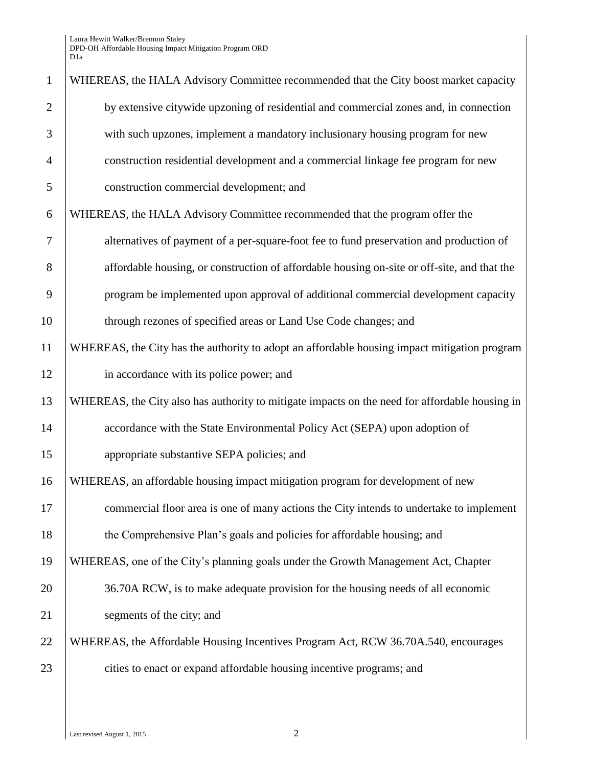WHEREAS, the HALA Advisory Committee recommended that the City boost market capacity by extensive citywide upzoning of residential and commercial zones and, in connection with such upzones, implement a mandatory inclusionary housing program for new construction residential development and a commercial linkage fee program for new construction commercial development; and

WHEREAS, the HALA Advisory Committee recommended that the program offer the alternatives of payment of a per-square-foot fee to fund preservation and production of affordable housing, or construction of affordable housing on-site or off-site, and that the program be implemented upon approval of additional commercial development capacity through rezones of specified areas or Land Use Code changes; and

WHEREAS, the City has the authority to adopt an affordable housing impact mitigation program in accordance with its police power; and

WHEREAS, the City also has authority to mitigate impacts on the need for affordable housing in accordance with the State Environmental Policy Act (SEPA) upon adoption of appropriate substantive SEPA policies; and

WHEREAS, an affordable housing impact mitigation program for development of new commercial floor area is one of many actions the City intends to undertake to implement the Comprehensive Plan's goals and policies for affordable housing; and

WHEREAS, one of the City's planning goals under the Growth Management Act, Chapter 36.70A RCW, is to make adequate provision for the housing needs of all economic segments of the city; and

WHEREAS, the Affordable Housing Incentives Program Act, RCW 36.70A.540, encourages cities to enact or expand affordable housing incentive programs; and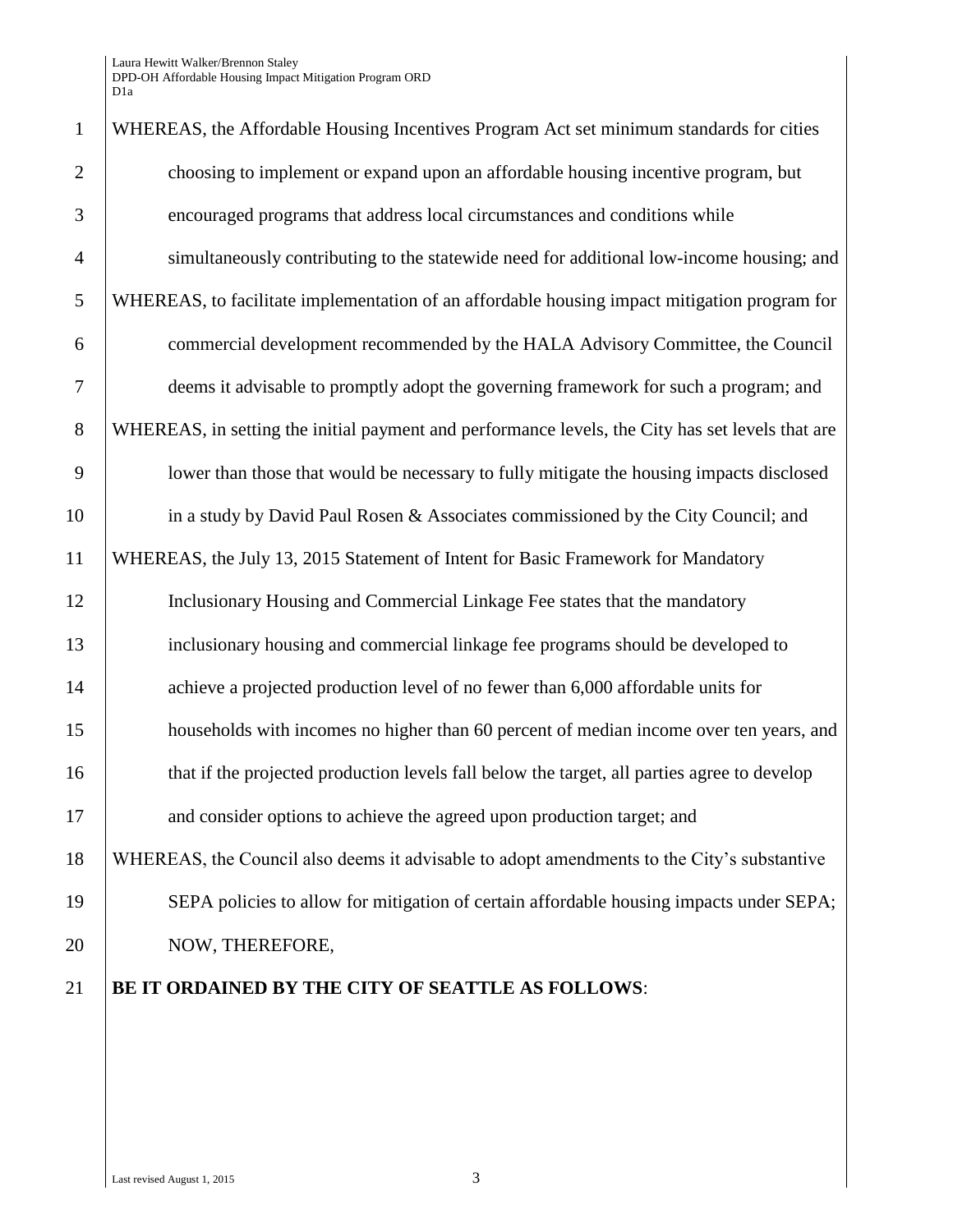WHEREAS, the Affordable Housing Incentives Program Act set minimum standards for cities choosing to implement or expand upon an affordable housing incentive program, but encouraged programs that address local circumstances and conditions while simultaneously contributing to the statewide need for additional low-income housing; and

WHEREAS, to facilitate implementation of an affordable housing impact mitigation program for commercial development recommended by the HALA Advisory Committee, the Council deems it advisable to promptly adopt the governing framework for such a program; and

WHEREAS, in setting the initial payment and performance levels, the City has set levels that are lower than those that would be necessary to fully mitigate the housing impacts disclosed in a study by David Paul Rosen & Associates commissioned by the City Council; and

WHEREAS, the July 13, 2015 Statement of Intent for Basic Framework for Mandatory Inclusionary Housing and Commercial Linkage Fee states that the mandatory inclusionary housing and commercial linkage fee programs should be developed to achieve a projected production level of no fewer than 6,000 affordable units for households with incomes no higher than 60 percent of median income over ten years, and that if the projected production levels fall below the target, all parties agree to develop and consider options to achieve the agreed upon production target; and

WHEREAS, the Council also deems it advisable to adopt amendments to the City's substantive SEPA policies to allow for mitigation of certain affordable housing impacts under SEPA; NOW, THEREFORE,

**BE IT ORDAINED BY THE CITY OF SEATTLE AS FOLLOWS**: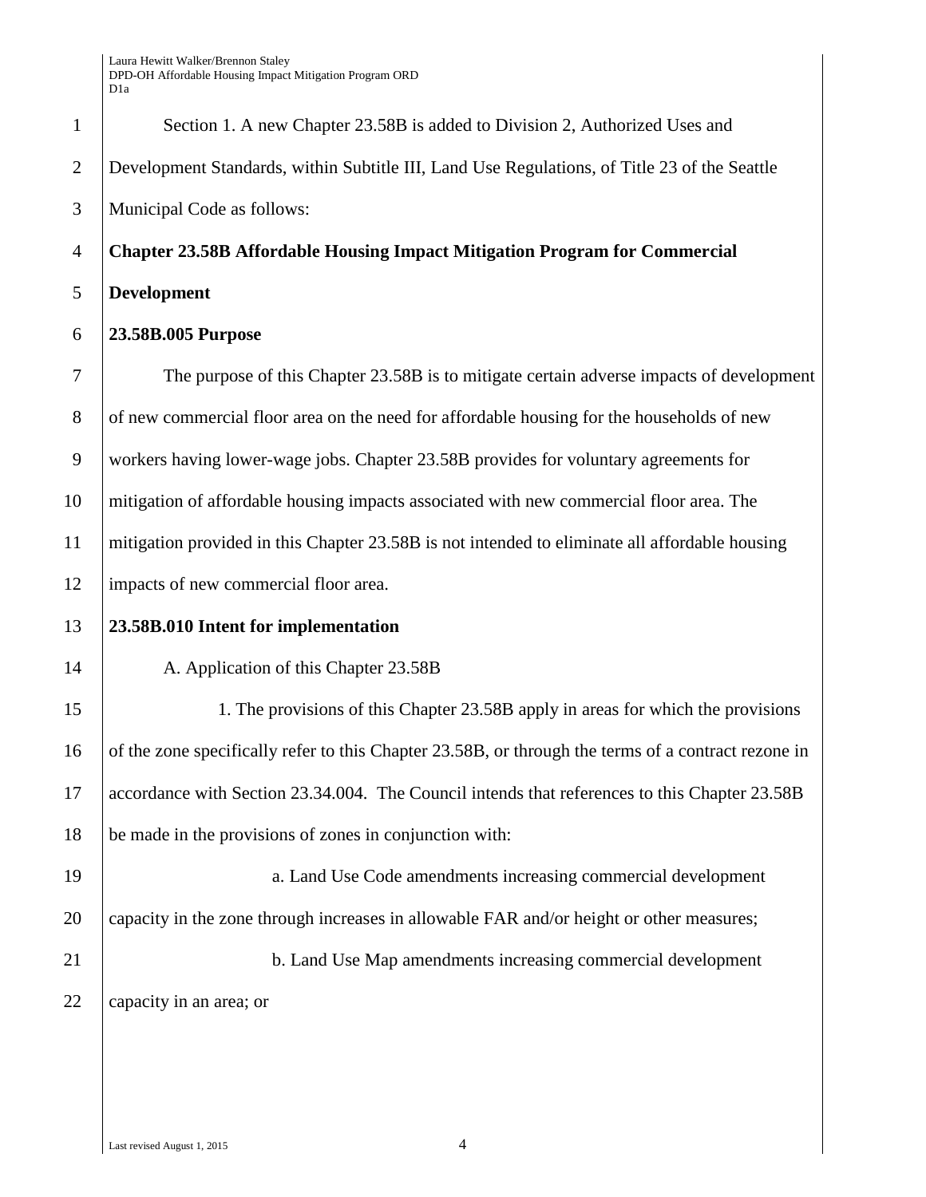Section 1. A new Chapter 23.58B is added to Division 2, Authorized Uses and Development Standards, within Subtitle III, Land Use Regulations, of Title 23 of the Seattle Municipal Code as follows:

**Chapter 23.58B Affordable Housing Impact Mitigation Program for Commercial Development**

**23.58B.005 Purpose**

The purpose of this Chapter 23.58B is to mitigate certain adverse impacts of development of new commercial floor area on the need for affordable housing for the households of new workers having lower-wage jobs. Chapter 23.58B provides for voluntary agreements for mitigation of affordable housing impacts associated with new commercial floor area. The mitigation provided in this Chapter 23.58B is not intended to eliminate all affordable housing impacts of new commercial floor area.

**23.58B.010 Intent for implementation**

A. Application of this Chapter 23.58B

1. The provisions of this Chapter 23.58B apply in areas for which the provisions of the zone specifically refer to this Chapter 23.58B, or through the terms of a contract rezone in accordance with Section 23.34.004. The Council intends that references to this Chapter 23.58B be made in the provisions of zones in conjunction with:

a. Land Use Code amendments increasing commercial development capacity in the zone through increases in allowable FAR and/or height or other measures;

b. Land Use Map amendments increasing commercial development capacity in an area; or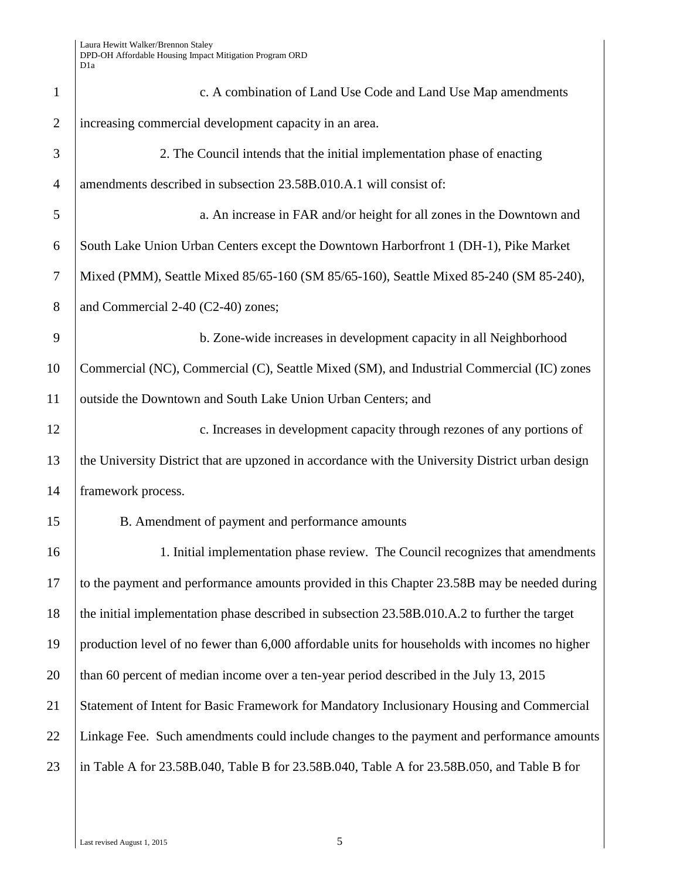c. A combination of Land Use Code and Land Use Map amendments increasing commercial development capacity in an area.

2. The Council intends that the initial implementation phase of enacting amendments described in subsection 23.58B.010.A.1 will consist of:

a. An increase in FAR and/or height for all zones in the Downtown and South Lake Union Urban Centers except the Downtown Harborfront 1 (DH-1), Pike Market Mixed (PMM), Seattle Mixed 85/65-160 (SM 85/65-160), Seattle Mixed 85-240 (SM 85-240), and Commercial 2-40 (C2-40) zones;

b. Zone-wide increases in development capacity in all Neighborhood Commercial (NC), Commercial (C), Seattle Mixed (SM), and Industrial Commercial (IC) zones outside the Downtown and South Lake Union Urban Centers; and

c. Increases in development capacity through rezones of any portions of the University District that are upzoned in accordance with the University District urban design framework process.

B. Amendment of payment and performance amounts

1. Initial implementation phase review. The Council recognizes that amendments to the payment and performance amounts provided in this Chapter 23.58B may be needed during the initial implementation phase described in subsection 23.58B.010.A.2 to further the target production level of no fewer than 6,000 affordable units for households with incomes no higher than 60 percent of median income over a ten-year period described in the July 13, 2015 Statement of Intent for Basic Framework for Mandatory Inclusionary Housing and Commercial Linkage Fee. Such amendments could include changes to the payment and performance amounts in Table A for 23.58B.040, Table B for 23.58B.040, Table A for 23.58B.050, and Table B for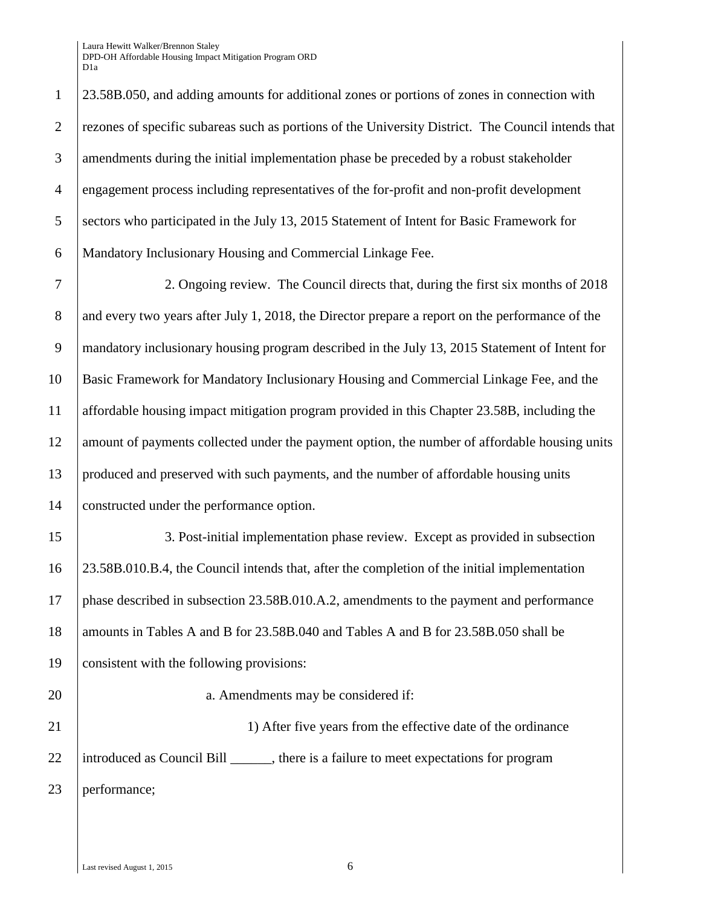23.58B.050, and adding amounts for additional zones or portions of zones in connection with rezones of specific subareas such as portions of the University District. The Council intends that amendments during the initial implementation phase be preceded by a robust stakeholder engagement process including representatives of the for-profit and non-profit development sectors who participated in the July 13, 2015 Statement of Intent for Basic Framework for Mandatory Inclusionary Housing and Commercial Linkage Fee.

2. Ongoing review. The Council directs that, during the first six months of 2018 and every two years after July 1, 2018, the Director prepare a report on the performance of the mandatory inclusionary housing program described in the July 13, 2015 Statement of Intent for Basic Framework for Mandatory Inclusionary Housing and Commercial Linkage Fee, and the affordable housing impact mitigation program provided in this Chapter 23.58B, including the amount of payments collected under the payment option, the number of affordable housing units produced and preserved with such payments, and the number of affordable housing units constructed under the performance option.

3. Post-initial implementation phase review. Except as provided in subsection 23.58B.010.B.4, the Council intends that, after the completion of the initial implementation phase described in subsection 23.58B.010.A.2, amendments to the payment and performance amounts in Tables A and B for 23.58B.040 and Tables A and B for 23.58B.050 shall be consistent with the following provisions:

a. Amendments may be considered if:

1) After five years from the effective date of the ordinance introduced as Council Bill ______, there is a failure to meet expectations for program performance;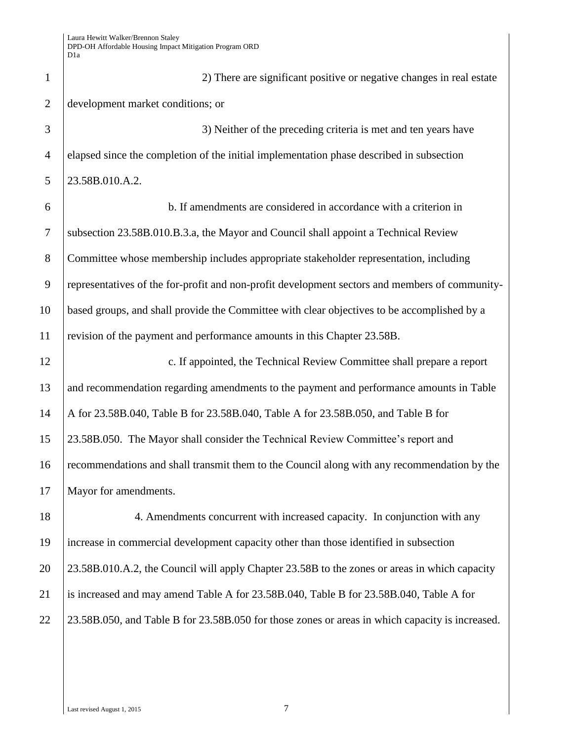2) There are significant positive or negative changes in real estate development market conditions; or

3) Neither of the preceding criteria is met and ten years have elapsed since the completion of the initial implementation phase described in subsection 23.58B.010.A.2.

b. If amendments are considered in accordance with a criterion in subsection 23.58B.010.B.3.a, the Mayor and Council shall appoint a Technical Review Committee whose membership includes appropriate stakeholder representation, including representatives of the for-profit and non-profit development sectors and members of community-based groups, and shall provide the Committee with clear objectives to be accomplished by a revision of the payment and performance amounts in this Chapter 23.58B.

c. If appointed, the Technical Review Committee shall prepare a report and recommendation regarding amendments to the payment and performance amounts in Table A for 23.58B.040, Table B for 23.58B.040, Table A for 23.58B.050, and Table B for 23.58B.050. The Mayor shall consider the Technical Review Committee's report and recommendations and shall transmit them to the Council along with any recommendation by the Mayor for amendments.

4. Amendments concurrent with increased capacity. In conjunction with any increase in commercial development capacity other than those identified in subsection 23.58B.010.A.2, the Council will apply Chapter 23.58B to the zones or areas in which capacity is increased and may amend Table A for 23.58B.040, Table B for 23.58B.040, Table A for 23.58B.050, and Table B for 23.58B.050 for those zones or areas in which capacity is increased.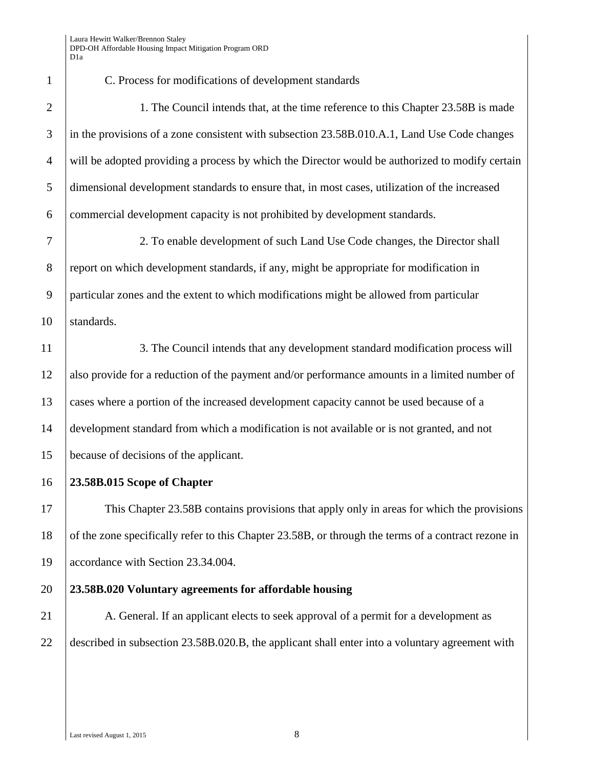C. Process for modifications of development standards

1. The Council intends that, at the time reference to this Chapter 23.58B is made in the provisions of a zone consistent with subsection 23.58B.010.A.1, Land Use Code changes will be adopted providing a process by which the Director would be authorized to modify certain dimensional development standards to ensure that, in most cases, utilization of the increased commercial development capacity is not prohibited by development standards.

2. To enable development of such Land Use Code changes, the Director shall report on which development standards, if any, might be appropriate for modification in particular zones and the extent to which modifications might be allowed from particular standards.

3. The Council intends that any development standard modification process will also provide for a reduction of the payment and/or performance amounts in a limited number of cases where a portion of the increased development capacity cannot be used because of a development standard from which a modification is not available or is not granted, and not because of decisions of the applicant.

**23.58B.015 Scope of Chapter**

This Chapter 23.58B contains provisions that apply only in areas for which the provisions of the zone specifically refer to this Chapter 23.58B, or through the terms of a contract rezone in accordance with Section 23.34.004.

**23.58B.020 Voluntary agreements for affordable housing**

A. General. If an applicant elects to seek approval of a permit for a development as described in subsection 23.58B.020.B, the applicant shall enter into a voluntary agreement with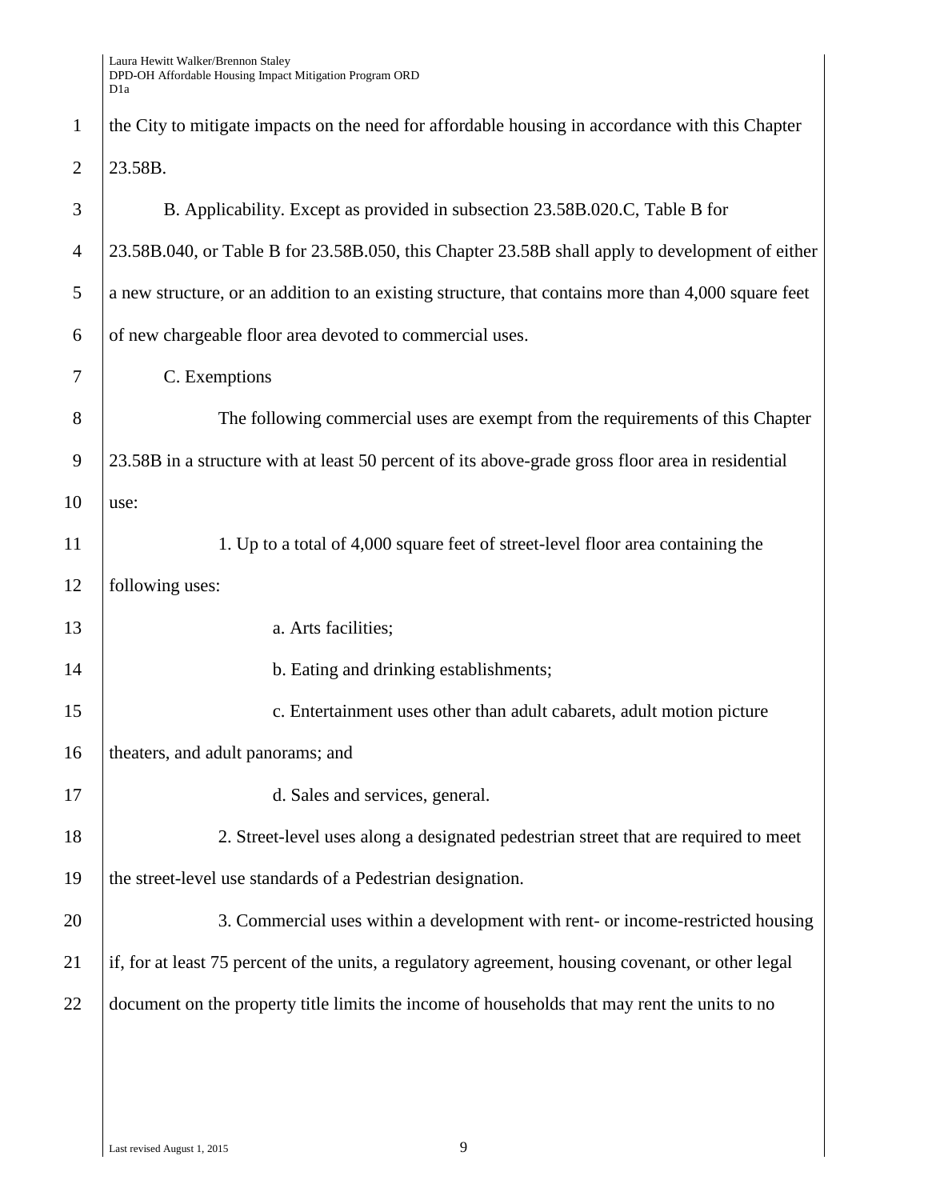the City to mitigate impacts on the need for affordable housing in accordance with this Chapter 23.58B.

B. Applicability. Except as provided in subsection 23.58B.020.C, Table B for 23.58B.040, or Table B for 23.58B.050, this Chapter 23.58B shall apply to development of either a new structure, or an addition to an existing structure, that contains more than 4,000 square feet of new chargeable floor area devoted to commercial uses.

C. Exemptions

The following commercial uses are exempt from the requirements of this Chapter 23.58B in a structure with at least 50 percent of its above-grade gross floor area in residential use:

1. Up to a total of 4,000 square feet of street-level floor area containing the following uses:

a. Arts facilities;

b. Eating and drinking establishments;

c. Entertainment uses other than adult cabarets, adult motion picture theaters, and adult panorams; and

d. Sales and services, general.

2. Street-level uses along a designated pedestrian street that are required to meet the street-level use standards of a Pedestrian designation.

3. Commercial uses within a development with rent- or income-restricted housing if, for at least 75 percent of the units, a regulatory agreement, housing covenant, or other legal document on the property title limits the income of households that may rent the units to no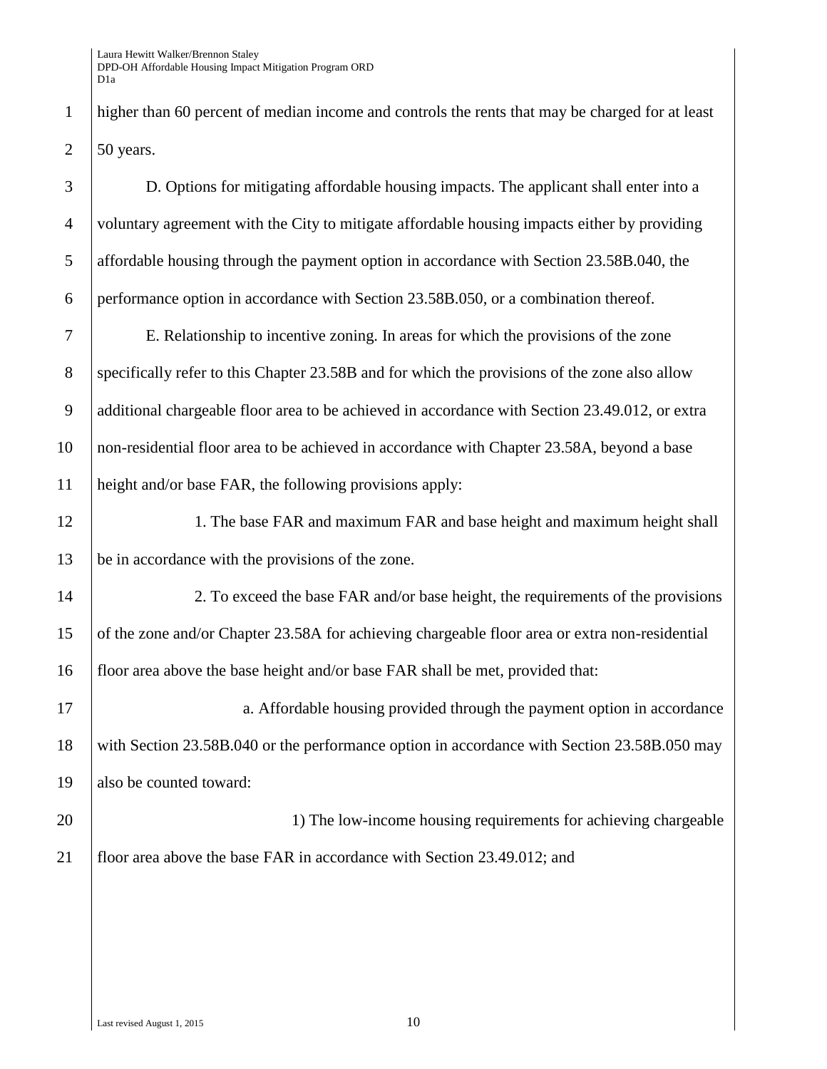higher than 60 percent of median income and controls the rents that may be charged for at least 50 years.

D. Options for mitigating affordable housing impacts. The applicant shall enter into a voluntary agreement with the City to mitigate affordable housing impacts either by providing affordable housing through the payment option in accordance with Section 23.58B.040, the performance option in accordance with Section 23.58B.050, or a combination thereof.

E. Relationship to incentive zoning. In areas for which the provisions of the zone specifically refer to this Chapter 23.58B and for which the provisions of the zone also allow additional chargeable floor area to be achieved in accordance with Section 23.49.012, or extra non-residential floor area to be achieved in accordance with Chapter 23.58A, beyond a base height and/or base FAR, the following provisions apply:

1. The base FAR and maximum FAR and base height and maximum height shall be in accordance with the provisions of the zone.

2. To exceed the base FAR and/or base height, the requirements of the provisions of the zone and/or Chapter 23.58A for achieving chargeable floor area or extra non-residential floor area above the base height and/or base FAR shall be met, provided that:

a. Affordable housing provided through the payment option in accordance with Section 23.58B.040 or the performance option in accordance with Section 23.58B.050 may also be counted toward:

1) The low-income housing requirements for achieving chargeable floor area above the base FAR in accordance with Section 23.49.012; and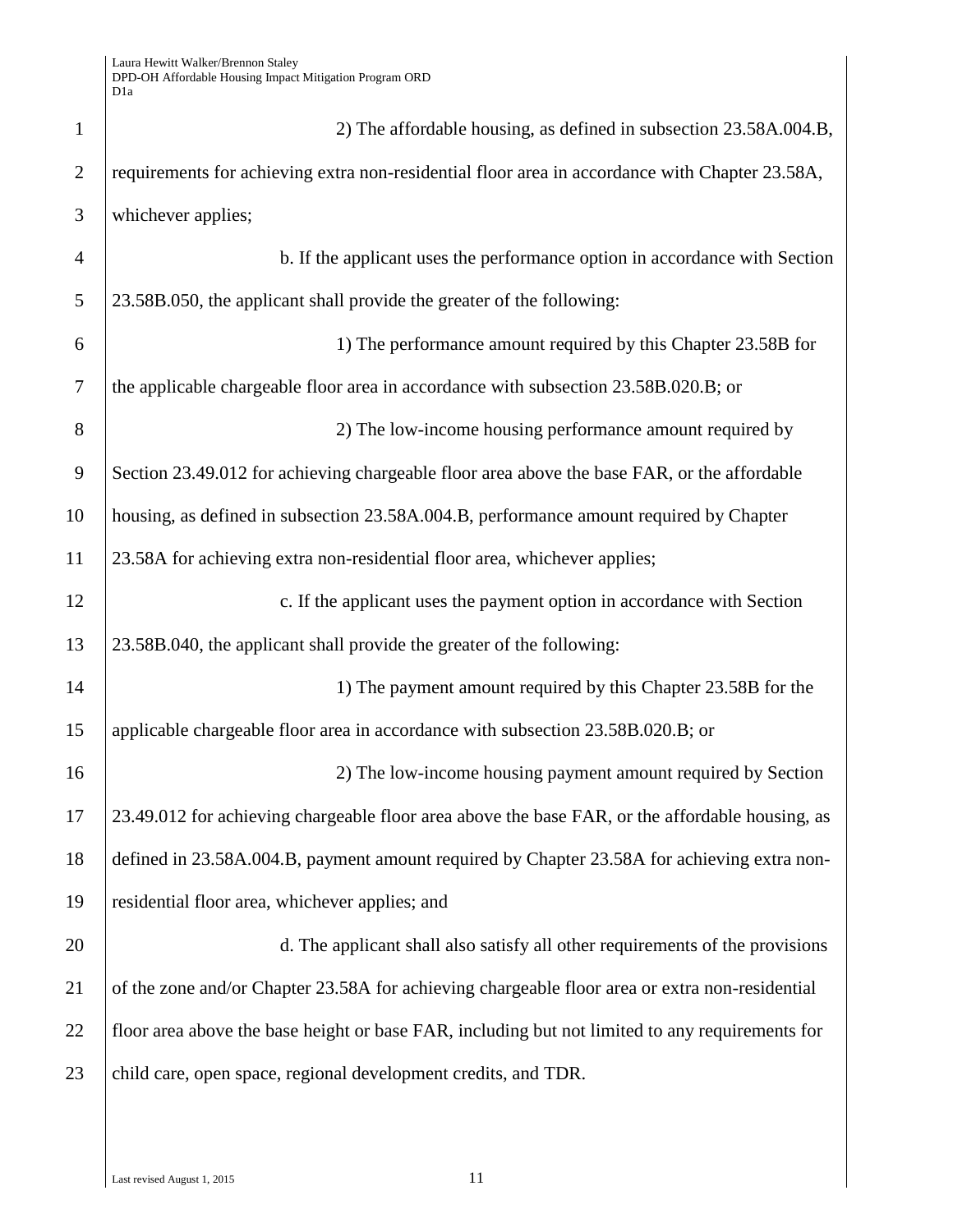2) The affordable housing, as defined in subsection 23.58A.004.B, requirements for achieving extra non-residential floor area in accordance with Chapter 23.58A, whichever applies;

b. If the applicant uses the performance option in accordance with Section 23.58B.050, the applicant shall provide the greater of the following:

1) The performance amount required by this Chapter 23.58B for the applicable chargeable floor area in accordance with subsection 23.58B.020.B; or

2) The low-income housing performance amount required by Section 23.49.012 for achieving chargeable floor area above the base FAR, or the affordable housing, as defined in subsection 23.58A.004.B, performance amount required by Chapter 23.58A for achieving extra non-residential floor area, whichever applies;

c. If the applicant uses the payment option in accordance with Section 23.58B.040, the applicant shall provide the greater of the following:

1) The payment amount required by this Chapter 23.58B for the applicable chargeable floor area in accordance with subsection 23.58B.020.B; or

2) The low-income housing payment amount required by Section 23.49.012 for achieving chargeable floor area above the base FAR, or the affordable housing, as defined in 23.58A.004.B, payment amount required by Chapter 23.58A for achieving extra non-residential floor area, whichever applies; and

d. The applicant shall also satisfy all other requirements of the provisions of the zone and/or Chapter 23.58A for achieving chargeable floor area or extra non-residential floor area above the base height or base FAR, including but not limited to any requirements for child care, open space, regional development credits, and TDR.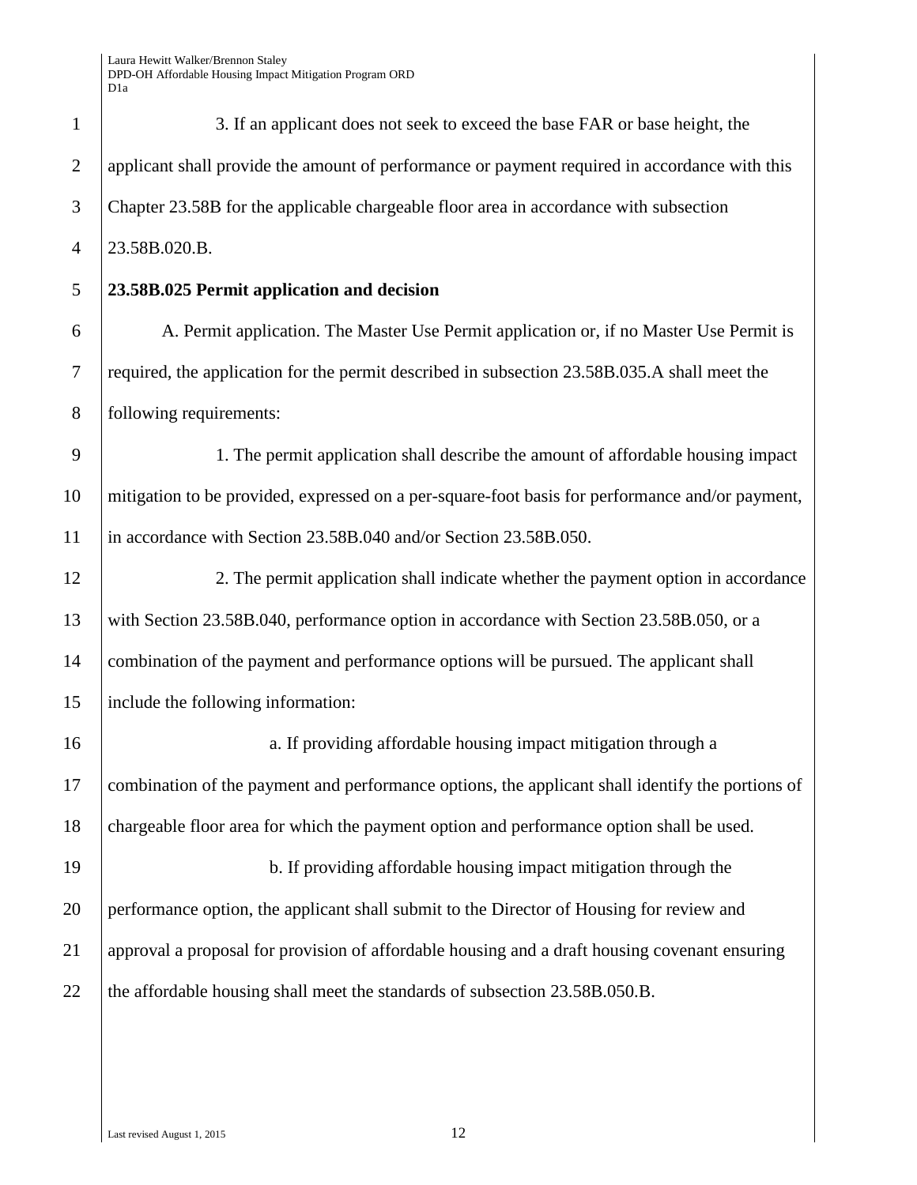3. If an applicant does not seek to exceed the base FAR or base height, the applicant shall provide the amount of performance or payment required in accordance with this Chapter 23.58B for the applicable chargeable floor area in accordance with subsection 23.58B.020.B.

**23.58B.025 Permit application and decision**

A. Permit application. The Master Use Permit application or, if no Master Use Permit is required, the application for the permit described in subsection 23.58B.035.A shall meet the following requirements:

1. The permit application shall describe the amount of affordable housing impact mitigation to be provided, expressed on a per-square-foot basis for performance and/or payment, in accordance with Section 23.58B.040 and/or Section 23.58B.050.

2. The permit application shall indicate whether the payment option in accordance with Section 23.58B.040, performance option in accordance with Section 23.58B.050, or a combination of the payment and performance options will be pursued. The applicant shall include the following information:

a. If providing affordable housing impact mitigation through a combination of the payment and performance options, the applicant shall identify the portions of chargeable floor area for which the payment option and performance option shall be used.

b. If providing affordable housing impact mitigation through the performance option, the applicant shall submit to the Director of Housing for review and approval a proposal for provision of affordable housing and a draft housing covenant ensuring the affordable housing shall meet the standards of subsection 23.58B.050.B.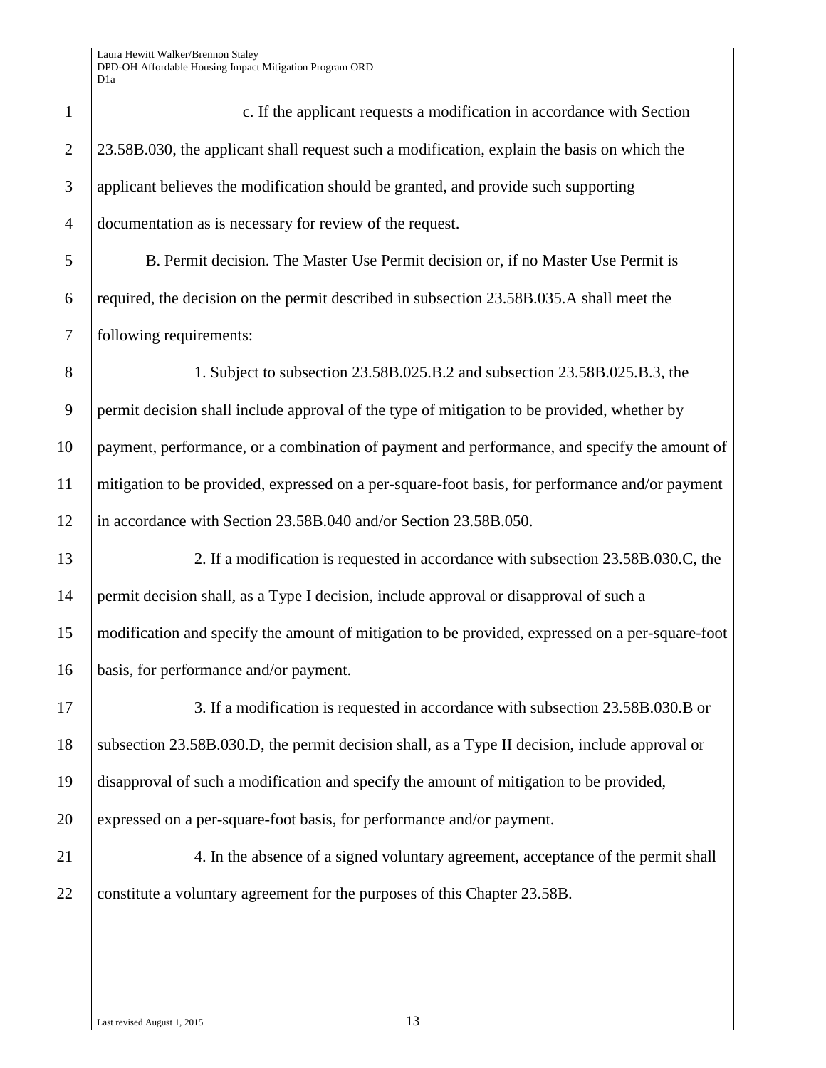c. If the applicant requests a modification in accordance with Section 23.58B.030, the applicant shall request such a modification, explain the basis on which the applicant believes the modification should be granted, and provide such supporting documentation as is necessary for review of the request.

B. Permit decision. The Master Use Permit decision or, if no Master Use Permit is required, the decision on the permit described in subsection 23.58B.035.A shall meet the following requirements:

1. Subject to subsection 23.58B.025.B.2 and subsection 23.58B.025.B.3, the permit decision shall include approval of the type of mitigation to be provided, whether by payment, performance, or a combination of payment and performance, and specify the amount of mitigation to be provided, expressed on a per-square-foot basis, for performance and/or payment in accordance with Section 23.58B.040 and/or Section 23.58B.050.

2. If a modification is requested in accordance with subsection 23.58B.030.C, the permit decision shall, as a Type I decision, include approval or disapproval of such a modification and specify the amount of mitigation to be provided, expressed on a per-square-foot basis, for performance and/or payment.

3. If a modification is requested in accordance with subsection 23.58B.030.B or subsection 23.58B.030.D, the permit decision shall, as a Type II decision, include approval or disapproval of such a modification and specify the amount of mitigation to be provided, expressed on a per-square-foot basis, for performance and/or payment.

4. In the absence of a signed voluntary agreement, acceptance of the permit shall constitute a voluntary agreement for the purposes of this Chapter 23.58B.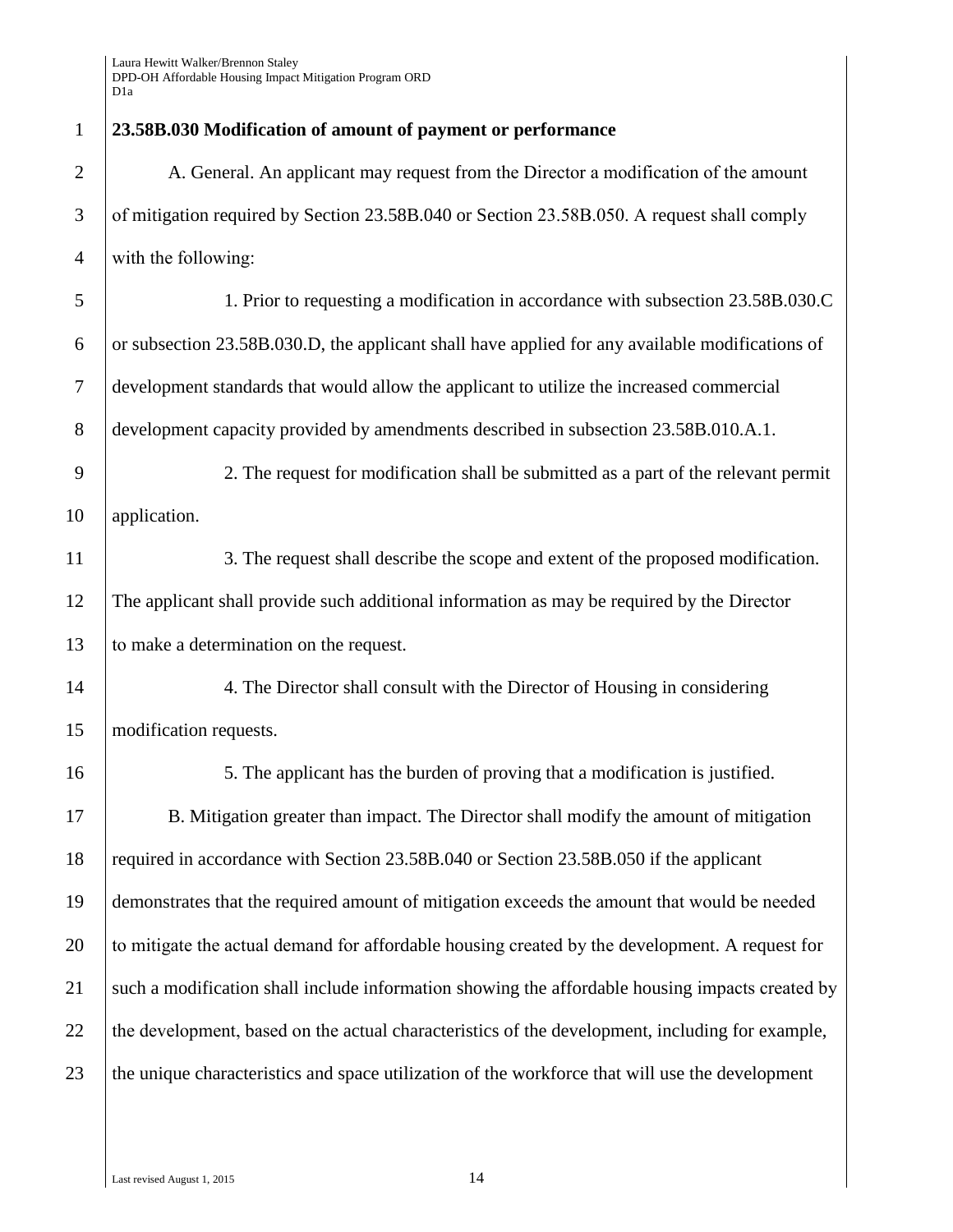**23.58B.030 Modification of amount of payment or performance**

A. General. An applicant may request from the Director a modification of the amount of mitigation required by Section 23.58B.040 or Section 23.58B.050. A request shall comply with the following:

1. Prior to requesting a modification in accordance with subsection 23.58B.030.C or subsection 23.58B.030.D, the applicant shall have applied for any available modifications of development standards that would allow the applicant to utilize the increased commercial development capacity provided by amendments described in subsection 23.58B.010.A.1.

2. The request for modification shall be submitted as a part of the relevant permit application.

3. The request shall describe the scope and extent of the proposed modification. The applicant shall provide such additional information as may be required by the Director to make a determination on the request.

4. The Director shall consult with the Director of Housing in considering modification requests.

5. The applicant has the burden of proving that a modification is justified.

B. Mitigation greater than impact. The Director shall modify the amount of mitigation required in accordance with Section 23.58B.040 or Section 23.58B.050 if the applicant demonstrates that the required amount of mitigation exceeds the amount that would be needed to mitigate the actual demand for affordable housing created by the development. A request for such a modification shall include information showing the affordable housing impacts created by the development, based on the actual characteristics of the development, including for example, the unique characteristics and space utilization of the workforce that will use the development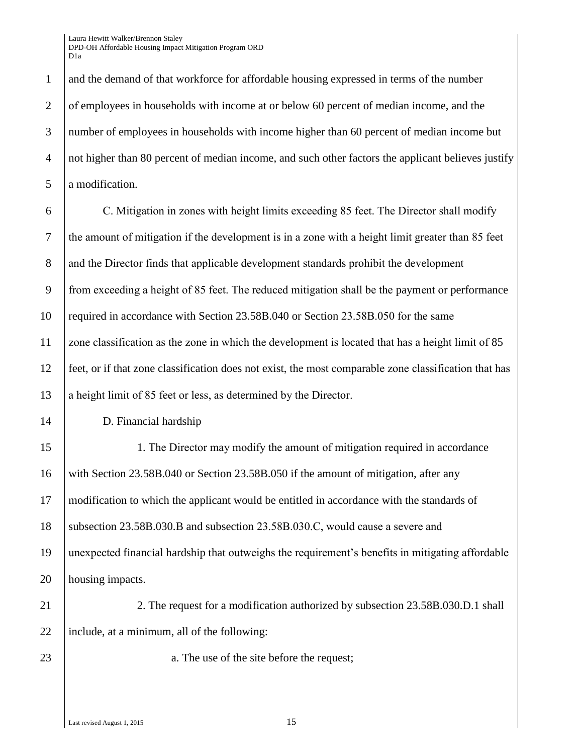and the demand of that workforce for affordable housing expressed in terms of the number of employees in households with income at or below 60 percent of median income, and the number of employees in households with income higher than 60 percent of median income but not higher than 80 percent of median income, and such other factors the applicant believes justify a modification.

C. Mitigation in zones with height limits exceeding 85 feet. The Director shall modify the amount of mitigation if the development is in a zone with a height limit greater than 85 feet and the Director finds that applicable development standards prohibit the development from exceeding a height of 85 feet. The reduced mitigation shall be the payment or performance required in accordance with Section 23.58B.040 or Section 23.58B.050 for the same zone classification as the zone in which the development is located that has a height limit of 85 feet, or if that zone classification does not exist, the most comparable zone classification that has a height limit of 85 feet or less, as determined by the Director.

D. Financial hardship

1. The Director may modify the amount of mitigation required in accordance with Section 23.58B.040 or Section 23.58B.050 if the amount of mitigation, after any modification to which the applicant would be entitled in accordance with the standards of subsection 23.58B.030.B and subsection 23.58B.030.C, would cause a severe and unexpected financial hardship that outweighs the requirement's benefits in mitigating affordable housing impacts.

2. The request for a modification authorized by subsection 23.58B.030.D.1 shall include, at a minimum, all of the following:

a. The use of the site before the request;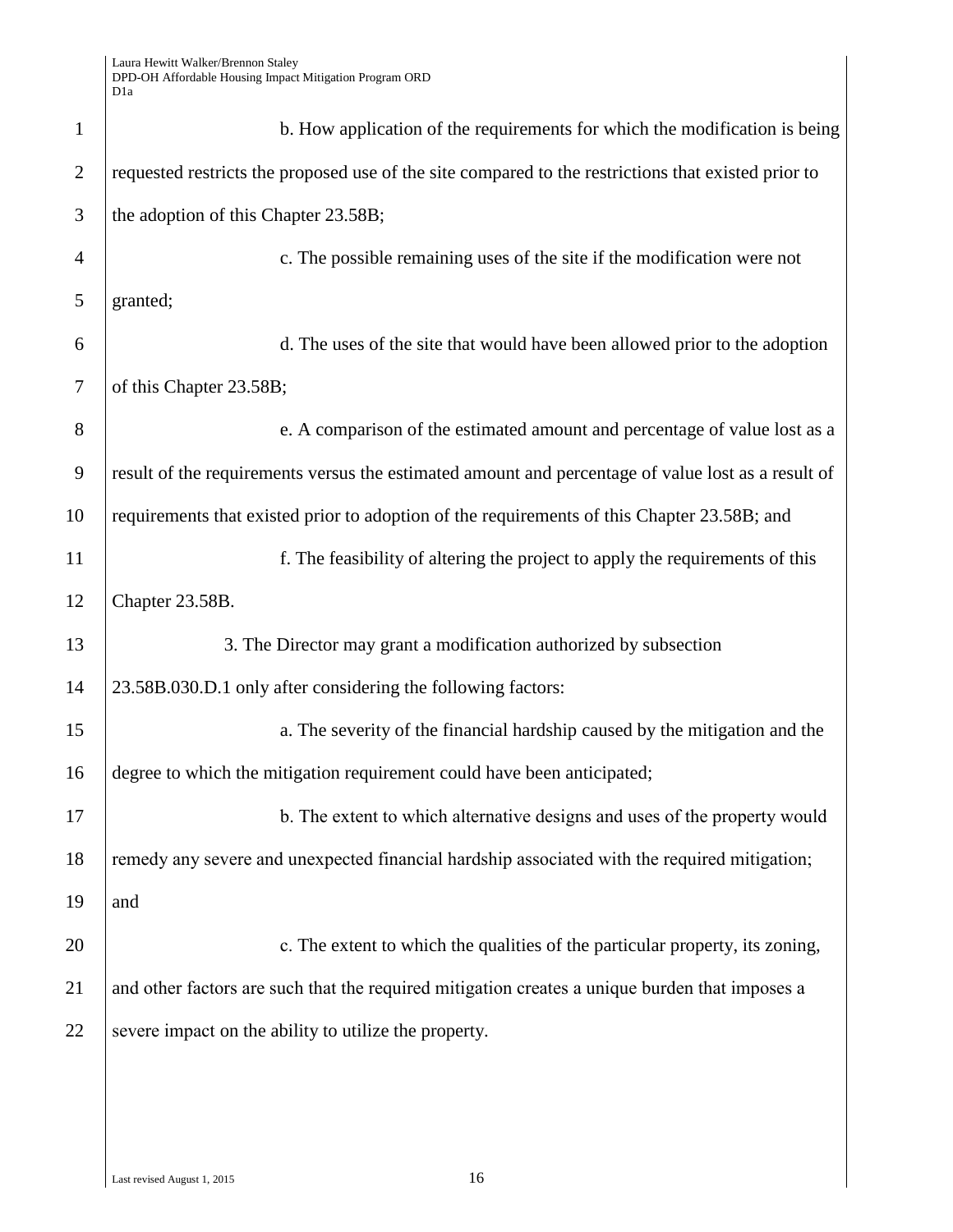b. How application of the requirements for which the modification is being requested restricts the proposed use of the site compared to the restrictions that existed prior to the adoption of this Chapter 23.58B;

c. The possible remaining uses of the site if the modification were not granted;

d. The uses of the site that would have been allowed prior to the adoption of this Chapter 23.58B;

e. A comparison of the estimated amount and percentage of value lost as a result of the requirements versus the estimated amount and percentage of value lost as a result of requirements that existed prior to adoption of the requirements of this Chapter 23.58B; and

f. The feasibility of altering the project to apply the requirements of this Chapter 23.58B.

3. The Director may grant a modification authorized by subsection 23.58B.030.D.1 only after considering the following factors:

a. The severity of the financial hardship caused by the mitigation and the degree to which the mitigation requirement could have been anticipated;

b. The extent to which alternative designs and uses of the property would remedy any severe and unexpected financial hardship associated with the required mitigation; and

c. The extent to which the qualities of the particular property, its zoning, and other factors are such that the required mitigation creates a unique burden that imposes a severe impact on the ability to utilize the property.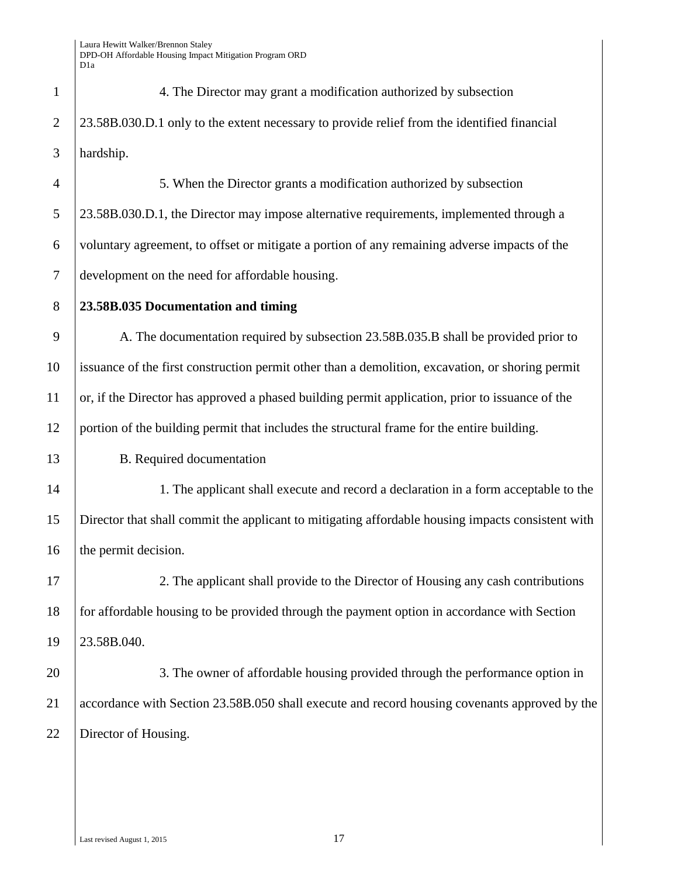4. The Director may grant a modification authorized by subsection 23.58B.030.D.1 only to the extent necessary to provide relief from the identified financial hardship.

5. When the Director grants a modification authorized by subsection 23.58B.030.D.1, the Director may impose alternative requirements, implemented through a voluntary agreement, to offset or mitigate a portion of any remaining adverse impacts of the development on the need for affordable housing.

**23.58B.035 Documentation and timing**

A. The documentation required by subsection 23.58B.035.B shall be provided prior to issuance of the first construction permit other than a demolition, excavation, or shoring permit or, if the Director has approved a phased building permit application, prior to issuance of the portion of the building permit that includes the structural frame for the entire building.

B. Required documentation

1. The applicant shall execute and record a declaration in a form acceptable to the Director that shall commit the applicant to mitigating affordable housing impacts consistent with the permit decision.

2. The applicant shall provide to the Director of Housing any cash contributions for affordable housing to be provided through the payment option in accordance with Section 23.58B.040.

3. The owner of affordable housing provided through the performance option in accordance with Section 23.58B.050 shall execute and record housing covenants approved by the Director of Housing.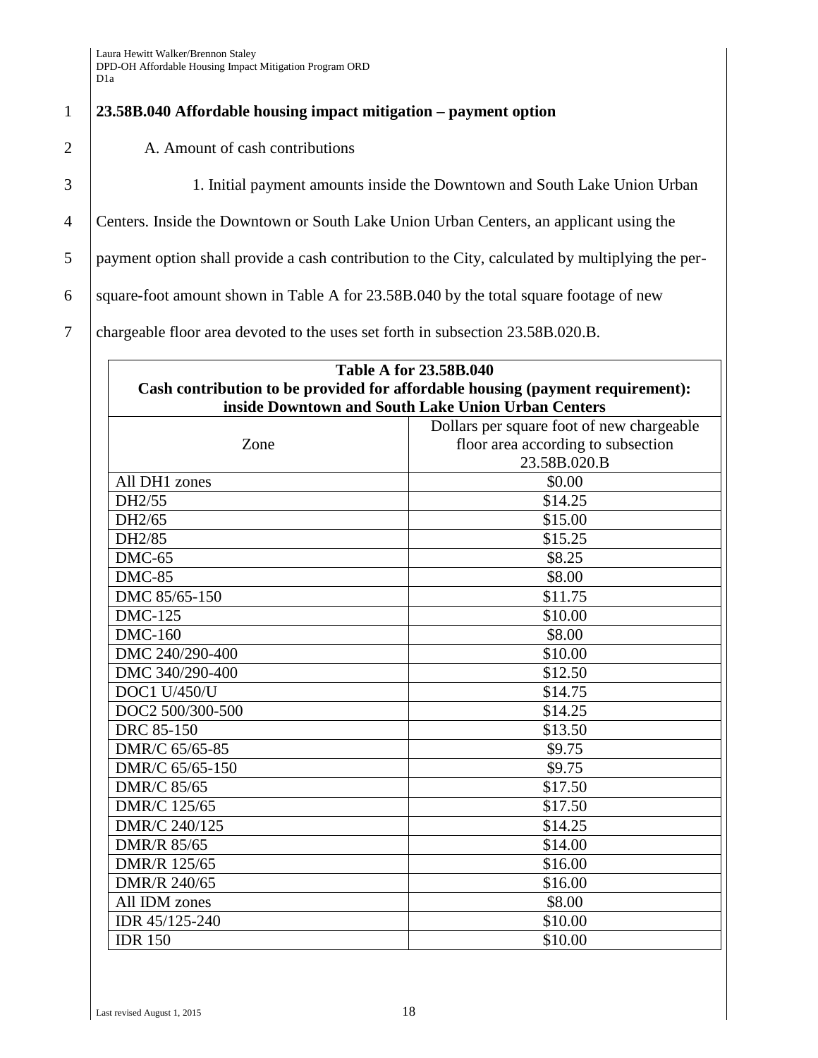**23.58B.040 Affordable housing impact mitigation – payment option**

A. Amount of cash contributions

1. Initial payment amounts inside the Downtown and South Lake Union Urban Centers. Inside the Downtown or South Lake Union Urban Centers, an applicant using the payment option shall provide a cash contribution to the City, calculated by multiplying the per-square-foot amount shown in Table A for 23.58B.040 by the total square footage of new chargeable floor area devoted to the uses set forth in subsection 23.58B.020.B.

**Table A for 23.58B.040**
**Cash contribution to be provided for affordable housing (payment requirement): inside Downtown and South Lake Union Urban Centers**

| Zone | Dollars per square foot of new chargeable floor area according to subsection 23.58B.020.B |
|---|---|
| All DH1 zones | $0.00 |
| DH2/55 | $14.25 |
| DH2/65 | $15.00 |
| DH2/85 | $15.25 |
| DMC-65 | $8.25 |
| DMC-85 | $8.00 |
| DMC 85/65-150 | $11.75 |
| DMC-125 | $10.00 |
| DMC-160 | $8.00 |
| DMC 240/290-400 | $10.00 |
| DMC 340/290-400 | $12.50 |
| DOC1 U/450/U | $14.75 |
| DOC2 500/300-500 | $14.25 |
| DRC 85-150 | $13.50 |
| DMR/C 65/65-85 | $9.75 |
| DMR/C 65/65-150 | $9.75 |
| DMR/C 85/65 | $17.50 |
| DMR/C 125/65 | $17.50 |
| DMR/C 240/125 | $14.25 |
| DMR/R 85/65 | $14.00 |
| DMR/R 125/65 | $16.00 |
| DMR/R 240/65 | $16.00 |
| All IDM zones | $8.00 |
| IDR 45/125-240 | $10.00 |
| IDR 150 | $10.00 |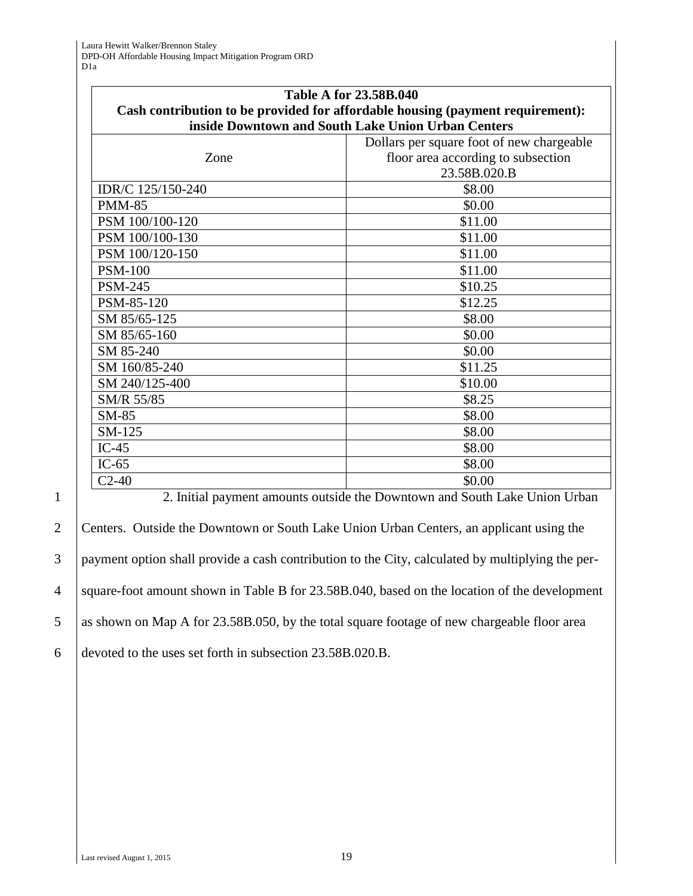**Table A for 23.58B.040**
**Cash contribution to be provided for affordable housing (payment requirement): inside Downtown and South Lake Union Urban Centers**

| Zone | Dollars per square foot of new chargeable floor area according to subsection 23.58B.020.B |
|---|---|
| IDR/C 125/150-240 | $8.00 |
| PMM-85 | $0.00 |
| PSM 100/100-120 | $11.00 |
| PSM 100/100-130 | $11.00 |
| PSM 100/120-150 | $11.00 |
| PSM-100 | $11.00 |
| PSM-245 | $10.25 |
| PSM-85-120 | $12.25 |
| SM 85/65-125 | $8.00 |
| SM 85/65-160 | $0.00 |
| SM 85-240 | $0.00 |
| SM 160/85-240 | $11.25 |
| SM 240/125-400 | $10.00 |
| SM/R 55/85 | $8.25 |
| SM-85 | $8.00 |
| SM-125 | $8.00 |
| IC-45 | $8.00 |
| IC-65 | $8.00 |
| C2-40 | $0.00 |

2. Initial payment amounts outside the Downtown and South Lake Union Urban Centers. Outside the Downtown or South Lake Union Urban Centers, an applicant using the payment option shall provide a cash contribution to the City, calculated by multiplying the per-square-foot amount shown in Table B for 23.58B.040, based on the location of the development as shown on Map A for 23.58B.050, by the total square footage of new chargeable floor area devoted to the uses set forth in subsection 23.58B.020.B.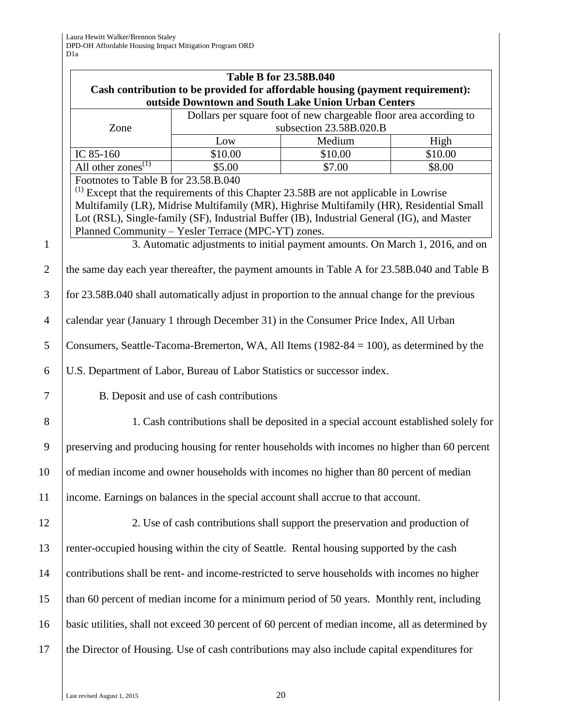**Table B for 23.58B.040**
**Cash contribution to be provided for affordable housing (payment requirement): outside Downtown and South Lake Union Urban Centers**

| Zone | Dollars per square foot of new chargeable floor area according to subsection 23.58B.020.B | | |
|---|---|---|---|
| | Low | Medium | High |
| IC 85-160 | $10.00 | $10.00 | $10.00 |
| All other zones[(1)] | $5.00 | $7.00 | $8.00 |

Footnotes to Table B for 23.58.B.040

[(1)] Except that the requirements of this Chapter 23.58B are not applicable in Lowrise Multifamily (LR), Midrise Multifamily (MR), Highrise Multifamily (HR), Residential Small Lot (RSL), Single-family (SF), Industrial Buffer (IB), Industrial General (IG), and Master Planned Community – Yesler Terrace (MPC-YT) zones.

3. Automatic adjustments to initial payment amounts. On March 1, 2016, and on the same day each year thereafter, the payment amounts in Table A for 23.58B.040 and Table B for 23.58B.040 shall automatically adjust in proportion to the annual change for the previous calendar year (January 1 through December 31) in the Consumer Price Index, All Urban Consumers, Seattle-Tacoma-Bremerton, WA, All Items (1982-84 = 100), as determined by the U.S. Department of Labor, Bureau of Labor Statistics or successor index.

B. Deposit and use of cash contributions

1. Cash contributions shall be deposited in a special account established solely for preserving and producing housing for renter households with incomes no higher than 60 percent of median income and owner households with incomes no higher than 80 percent of median income. Earnings on balances in the special account shall accrue to that account.

2. Use of cash contributions shall support the preservation and production of renter-occupied housing within the city of Seattle. Rental housing supported by the cash contributions shall be rent- and income-restricted to serve households with incomes no higher than 60 percent of median income for a minimum period of 50 years. Monthly rent, including basic utilities, shall not exceed 30 percent of 60 percent of median income, all as determined by the Director of Housing. Use of cash contributions may also include capital expenditures for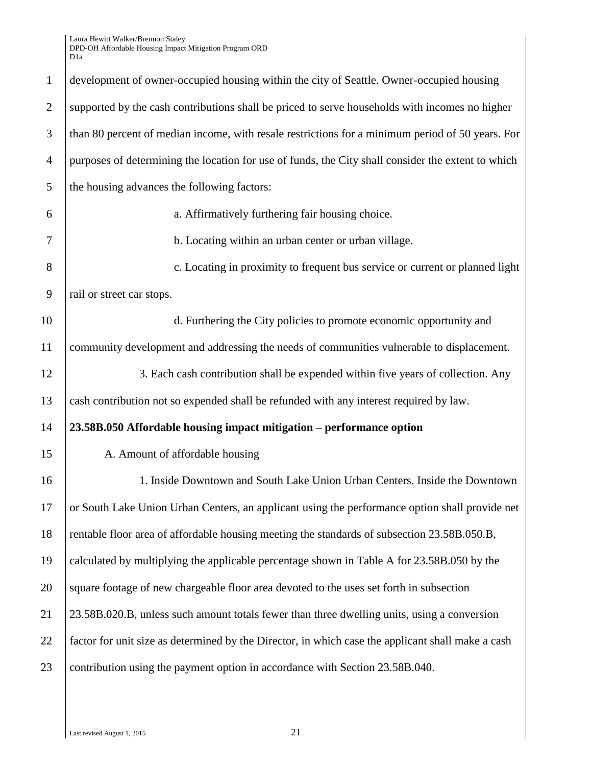development of owner-occupied housing within the city of Seattle. Owner-occupied housing supported by the cash contributions shall be priced to serve households with incomes no higher than 80 percent of median income, with resale restrictions for a minimum period of 50 years. For purposes of determining the location for use of funds, the City shall consider the extent to which the housing advances the following factors:

a. Affirmatively furthering fair housing choice.

b. Locating within an urban center or urban village.

c. Locating in proximity to frequent bus service or current or planned light rail or street car stops.

d. Furthering the City policies to promote economic opportunity and community development and addressing the needs of communities vulnerable to displacement.

3. Each cash contribution shall be expended within five years of collection. Any cash contribution not so expended shall be refunded with any interest required by law.

**23.58B.050 Affordable housing impact mitigation – performance option**

A. Amount of affordable housing

1. Inside Downtown and South Lake Union Urban Centers. Inside the Downtown or South Lake Union Urban Centers, an applicant using the performance option shall provide net rentable floor area of affordable housing meeting the standards of subsection 23.58B.050.B, calculated by multiplying the applicable percentage shown in Table A for 23.58B.050 by the square footage of new chargeable floor area devoted to the uses set forth in subsection 23.58B.020.B, unless such amount totals fewer than three dwelling units, using a conversion factor for unit size as determined by the Director, in which case the applicant shall make a cash contribution using the payment option in accordance with Section 23.58B.040.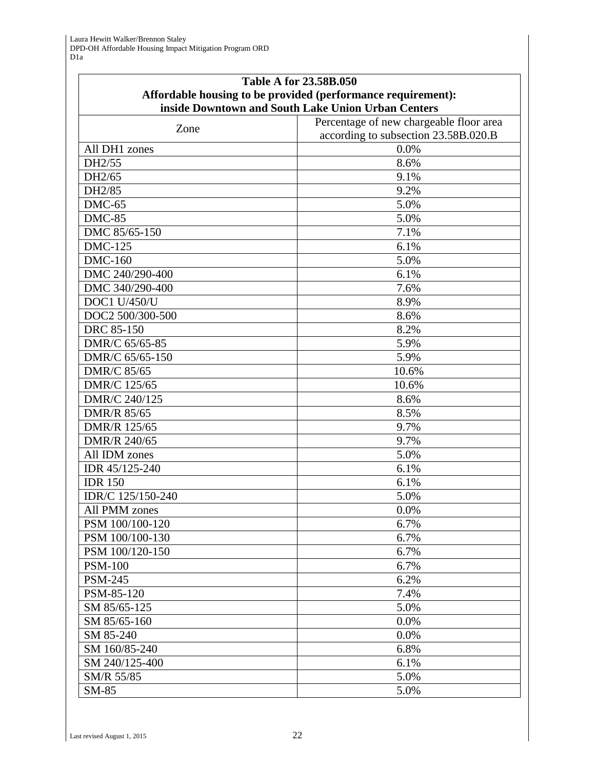| Table A for 23.58B.050<br>Affordable housing to be provided (performance requirement):<br>inside Downtown and South Lake Union Urban Centers | |
|---|---|
| Zone | Percentage of new chargeable floor area according to subsection 23.58B.020.B |
| All DH1 zones | 0.0% |
| DH2/55 | 8.6% |
| DH2/65 | 9.1% |
| DH2/85 | 9.2% |
| DMC-65 | 5.0% |
| DMC-85 | 5.0% |
| DMC 85/65-150 | 7.1% |
| DMC-125 | 6.1% |
| DMC-160 | 5.0% |
| DMC 240/290-400 | 6.1% |
| DMC 340/290-400 | 7.6% |
| DOC1 U/450/U | 8.9% |
| DOC2 500/300-500 | 8.6% |
| DRC 85-150 | 8.2% |
| DMR/C 65/65-85 | 5.9% |
| DMR/C 65/65-150 | 5.9% |
| DMR/C 85/65 | 10.6% |
| DMR/C 125/65 | 10.6% |
| DMR/C 240/125 | 8.6% |
| DMR/R 85/65 | 8.5% |
| DMR/R 125/65 | 9.7% |
| DMR/R 240/65 | 9.7% |
| All IDM zones | 5.0% |
| IDR 45/125-240 | 6.1% |
| IDR 150 | 6.1% |
| IDR/C 125/150-240 | 5.0% |
| All PMM zones | 0.0% |
| PSM 100/100-120 | 6.7% |
| PSM 100/100-130 | 6.7% |
| PSM 100/120-150 | 6.7% |
| PSM-100 | 6.7% |
| PSM-245 | 6.2% |
| PSM-85-120 | 7.4% |
| SM 85/65-125 | 5.0% |
| SM 85/65-160 | 0.0% |
| SM 85-240 | 0.0% |
| SM 160/85-240 | 6.8% |
| SM 240/125-400 | 6.1% |
| SM/R 55/85 | 5.0% |
| SM-85 | 5.0% |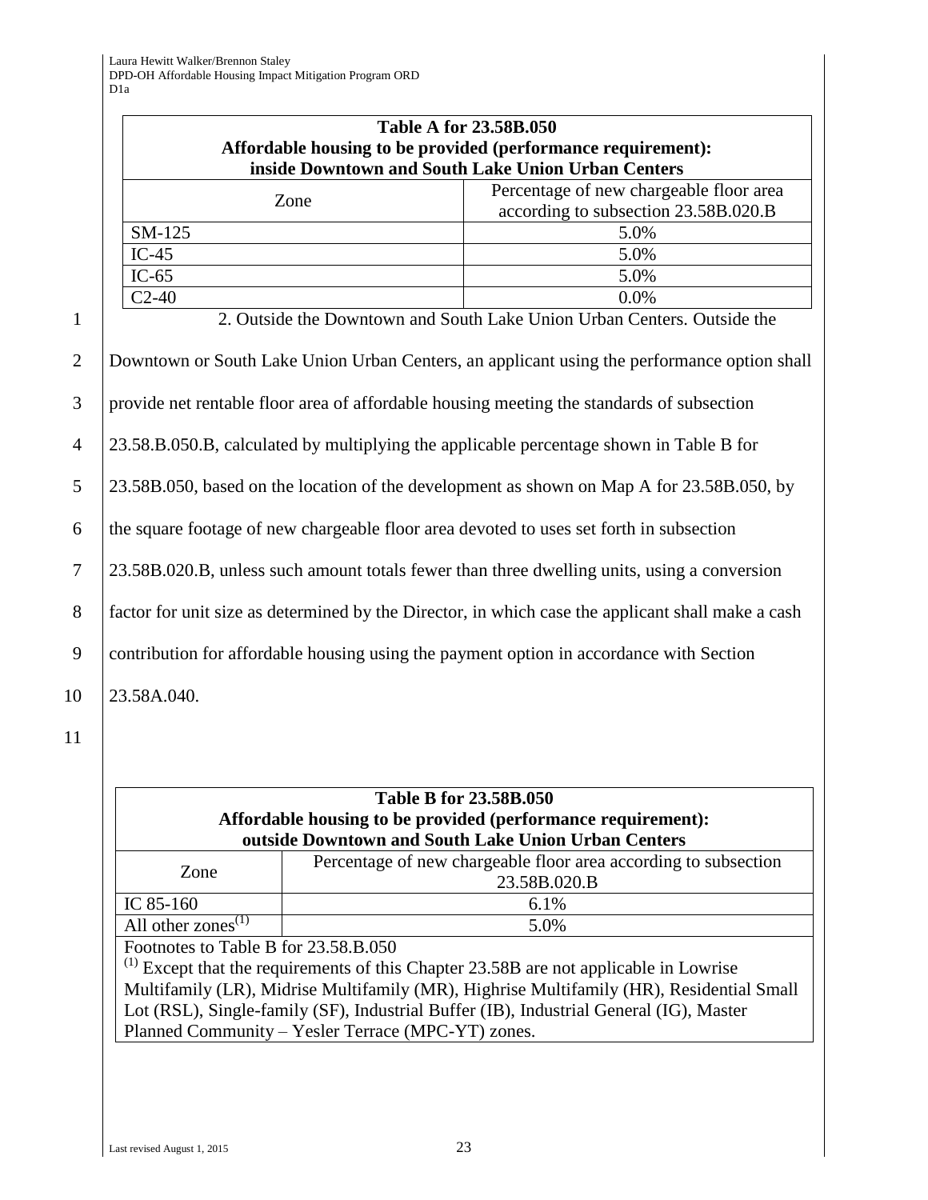**Table A for 23.58B.050**
**Affordable housing to be provided (performance requirement):**
**inside Downtown and South Lake Union Urban Centers**

| Zone | Percentage of new chargeable floor area according to subsection 23.58B.020.B |
|---|---|
| SM-125 | 5.0% |
| IC-45 | 5.0% |
| IC-65 | 5.0% |
| C2-40 | 0.0% |

2. Outside the Downtown and South Lake Union Urban Centers. Outside the Downtown or South Lake Union Urban Centers, an applicant using the performance option shall provide net rentable floor area of affordable housing meeting the standards of subsection 23.58.B.050.B, calculated by multiplying the applicable percentage shown in Table B for 23.58B.050, based on the location of the development as shown on Map A for 23.58B.050, by the square footage of new chargeable floor area devoted to uses set forth in subsection 23.58B.020.B, unless such amount totals fewer than three dwelling units, using a conversion factor for unit size as determined by the Director, in which case the applicant shall make a cash contribution for affordable housing using the payment option in accordance with Section 23.58A.040.

**Table B for 23.58B.050**
**Affordable housing to be provided (performance requirement):**
**outside Downtown and South Lake Union Urban Centers**

| Zone | Percentage of new chargeable floor area according to subsection 23.58B.020.B |
|---|---|
| IC 85-160 | 6.1% |
| All other zones(1) | 5.0% |

Footnotes to Table B for 23.58.B.050
(1) Except that the requirements of this Chapter 23.58B are not applicable in Lowrise Multifamily (LR), Midrise Multifamily (MR), Highrise Multifamily (HR), Residential Small Lot (RSL), Single-family (SF), Industrial Buffer (IB), Industrial General (IG), Master Planned Community – Yesler Terrace (MPC-YT) zones.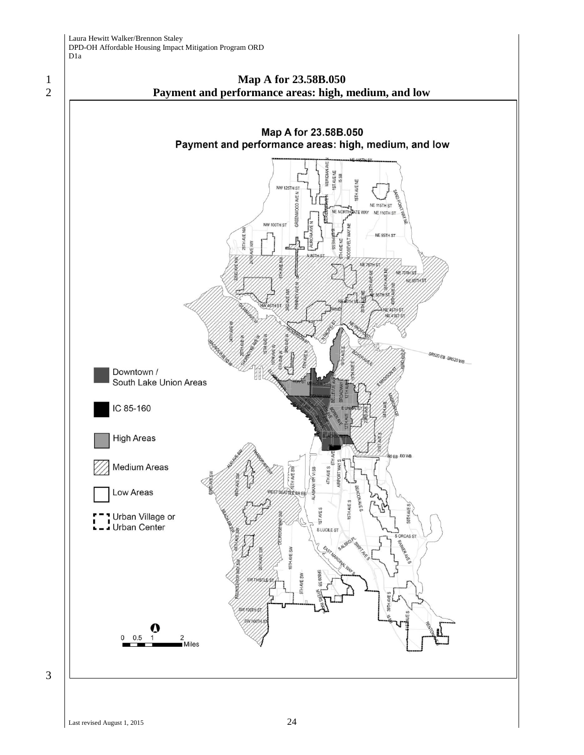# Map A for 23.58B.050
## Payment and performance areas: high, medium, and low

Map A for 23.58B.050
Payment and performance areas: high, medium, and low

Downtown / South Lake Union Areas

IC 85-160

High Areas

Medium Areas

Low Areas

Urban Village or Urban Center

0 0.5 1 2 Miles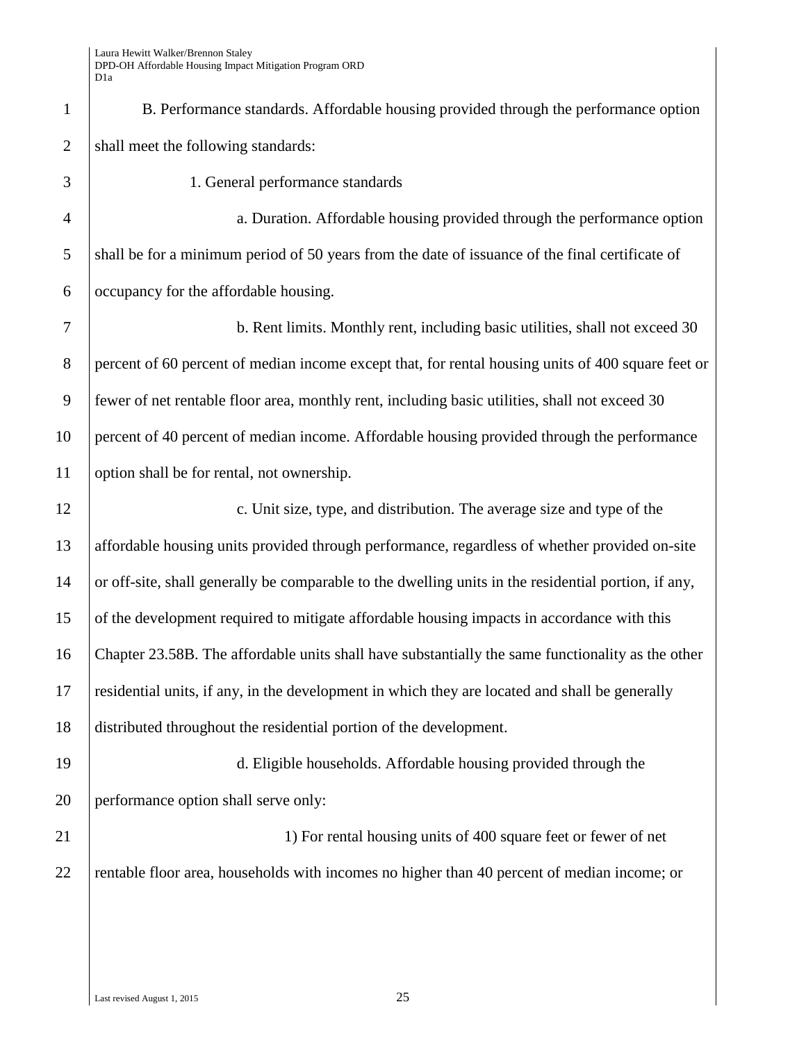B. Performance standards. Affordable housing provided through the performance option shall meet the following standards:

1. General performance standards

a. Duration. Affordable housing provided through the performance option shall be for a minimum period of 50 years from the date of issuance of the final certificate of occupancy for the affordable housing.

b. Rent limits. Monthly rent, including basic utilities, shall not exceed 30 percent of 60 percent of median income except that, for rental housing units of 400 square feet or fewer of net rentable floor area, monthly rent, including basic utilities, shall not exceed 30 percent of 40 percent of median income. Affordable housing provided through the performance option shall be for rental, not ownership.

c. Unit size, type, and distribution. The average size and type of the affordable housing units provided through performance, regardless of whether provided on-site or off-site, shall generally be comparable to the dwelling units in the residential portion, if any, of the development required to mitigate affordable housing impacts in accordance with this Chapter 23.58B. The affordable units shall have substantially the same functionality as the other residential units, if any, in the development in which they are located and shall be generally distributed throughout the residential portion of the development.

d. Eligible households. Affordable housing provided through the performance option shall serve only:

1) For rental housing units of 400 square feet or fewer of net rentable floor area, households with incomes no higher than 40 percent of median income; or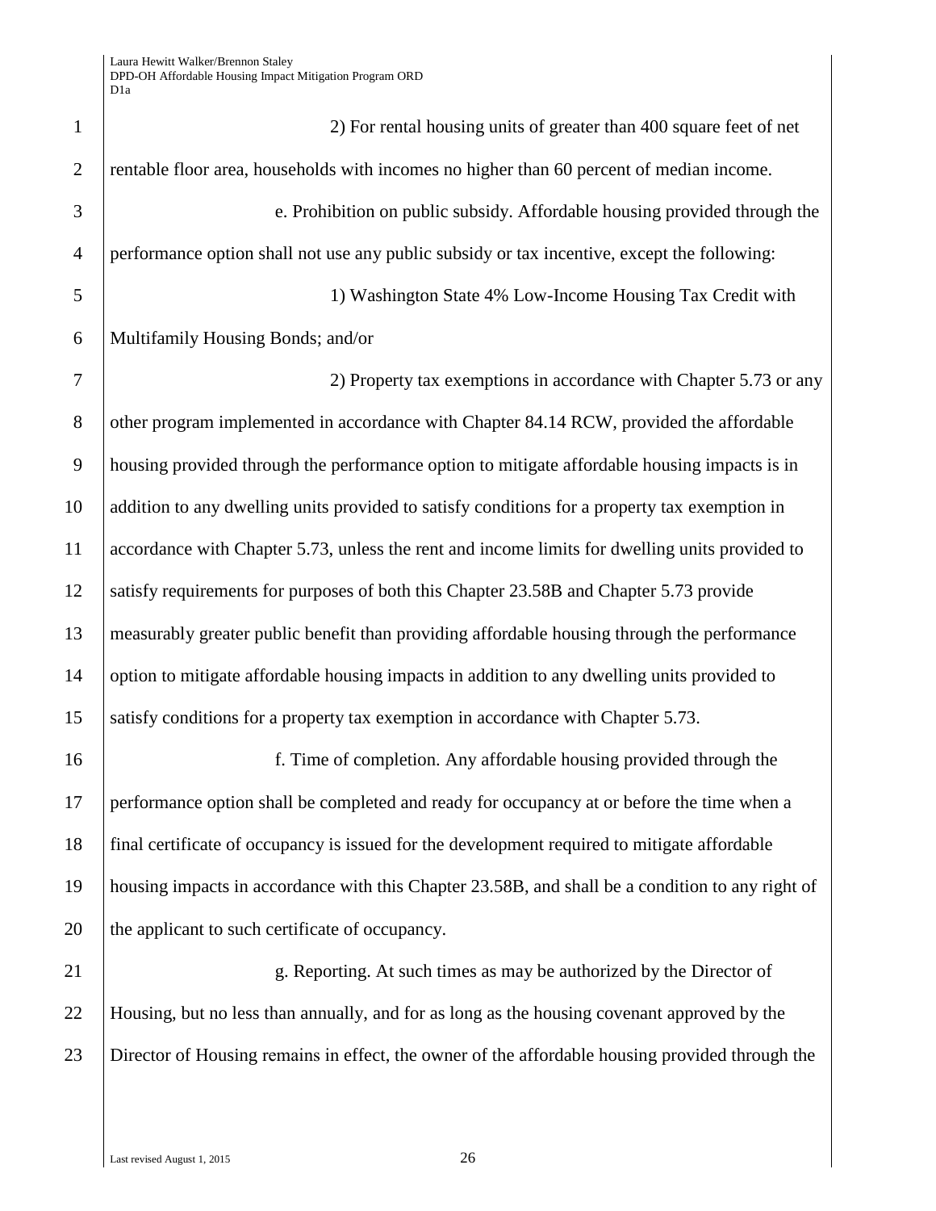2) For rental housing units of greater than 400 square feet of net rentable floor area, households with incomes no higher than 60 percent of median income.

e. Prohibition on public subsidy. Affordable housing provided through the performance option shall not use any public subsidy or tax incentive, except the following:

1) Washington State 4% Low-Income Housing Tax Credit with Multifamily Housing Bonds; and/or

2) Property tax exemptions in accordance with Chapter 5.73 or any other program implemented in accordance with Chapter 84.14 RCW, provided the affordable housing provided through the performance option to mitigate affordable housing impacts is in addition to any dwelling units provided to satisfy conditions for a property tax exemption in accordance with Chapter 5.73, unless the rent and income limits for dwelling units provided to satisfy requirements for purposes of both this Chapter 23.58B and Chapter 5.73 provide measurably greater public benefit than providing affordable housing through the performance option to mitigate affordable housing impacts in addition to any dwelling units provided to satisfy conditions for a property tax exemption in accordance with Chapter 5.73.

f. Time of completion. Any affordable housing provided through the performance option shall be completed and ready for occupancy at or before the time when a final certificate of occupancy is issued for the development required to mitigate affordable housing impacts in accordance with this Chapter 23.58B, and shall be a condition to any right of the applicant to such certificate of occupancy.

g. Reporting. At such times as may be authorized by the Director of Housing, but no less than annually, and for as long as the housing covenant approved by the Director of Housing remains in effect, the owner of the affordable housing provided through the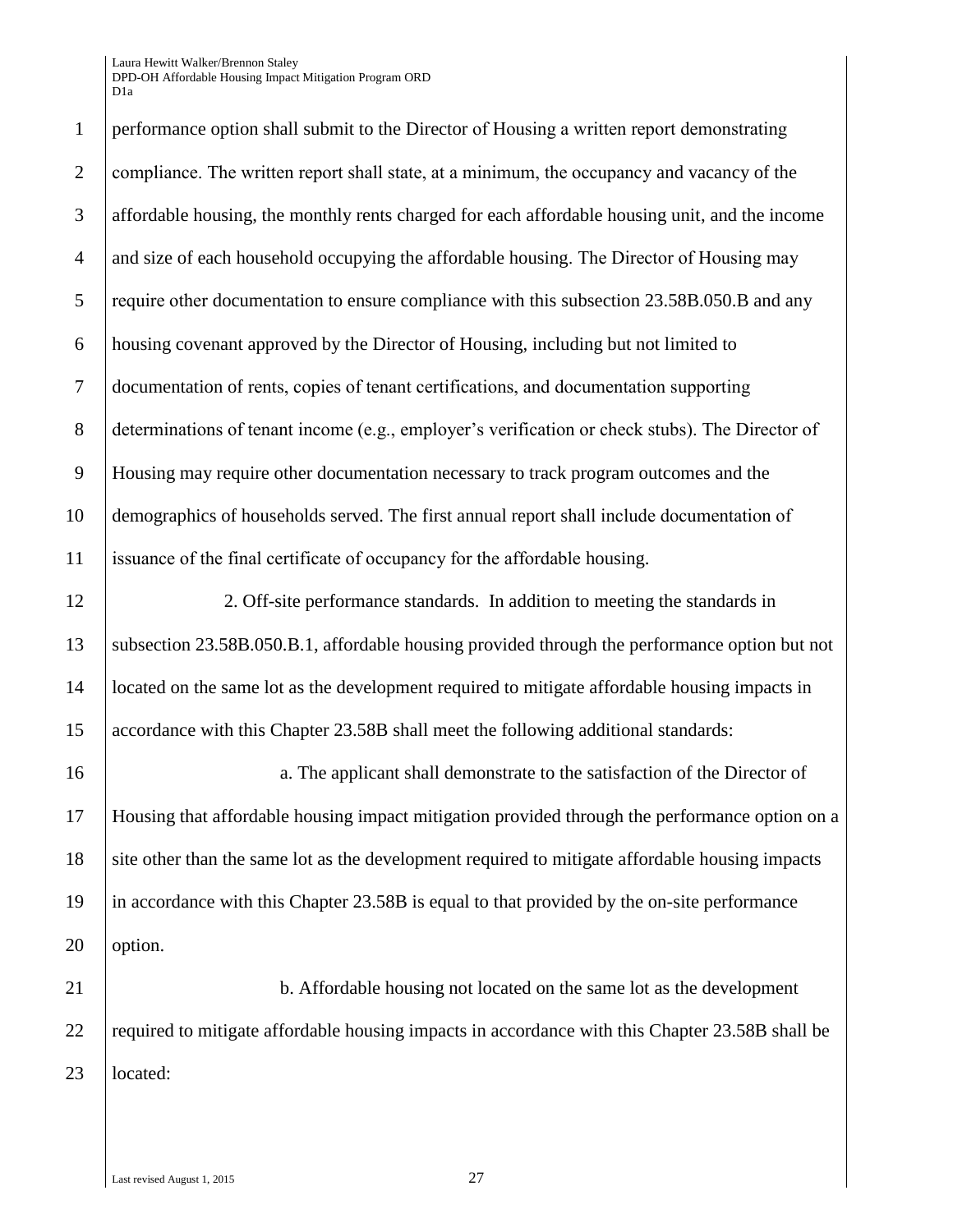performance option shall submit to the Director of Housing a written report demonstrating compliance. The written report shall state, at a minimum, the occupancy and vacancy of the affordable housing, the monthly rents charged for each affordable housing unit, and the income and size of each household occupying the affordable housing. The Director of Housing may require other documentation to ensure compliance with this subsection 23.58B.050.B and any housing covenant approved by the Director of Housing, including but not limited to documentation of rents, copies of tenant certifications, and documentation supporting determinations of tenant income (e.g., employer's verification or check stubs). The Director of Housing may require other documentation necessary to track program outcomes and the demographics of households served. The first annual report shall include documentation of issuance of the final certificate of occupancy for the affordable housing.

2. Off-site performance standards. In addition to meeting the standards in subsection 23.58B.050.B.1, affordable housing provided through the performance option but not located on the same lot as the development required to mitigate affordable housing impacts in accordance with this Chapter 23.58B shall meet the following additional standards:

a. The applicant shall demonstrate to the satisfaction of the Director of Housing that affordable housing impact mitigation provided through the performance option on a site other than the same lot as the development required to mitigate affordable housing impacts in accordance with this Chapter 23.58B is equal to that provided by the on-site performance option.

b. Affordable housing not located on the same lot as the development required to mitigate affordable housing impacts in accordance with this Chapter 23.58B shall be located: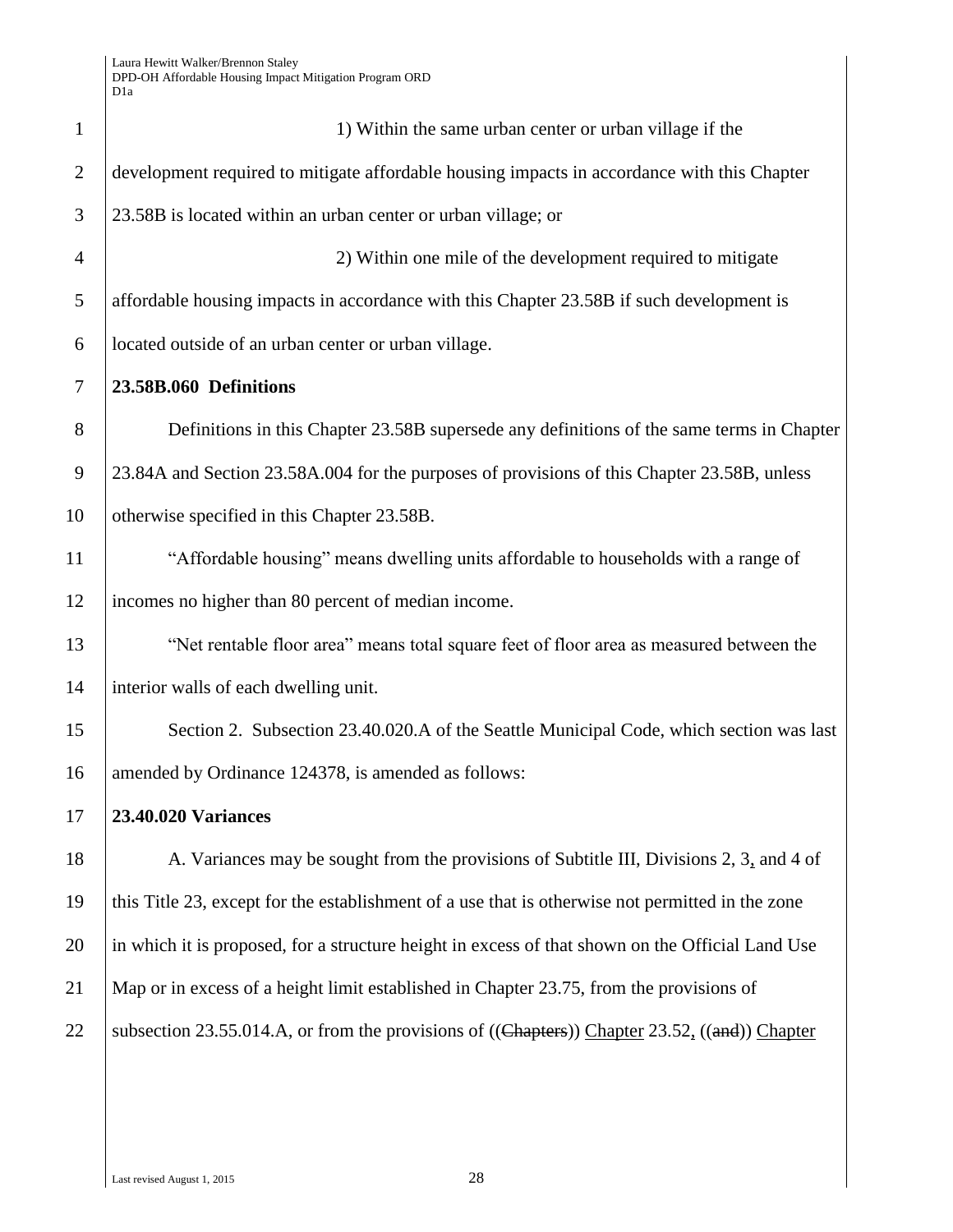1) Within the same urban center or urban village if the development required to mitigate affordable housing impacts in accordance with this Chapter 23.58B is located within an urban center or urban village; or

2) Within one mile of the development required to mitigate affordable housing impacts in accordance with this Chapter 23.58B if such development is located outside of an urban center or urban village.

**23.58B.060 Definitions**

Definitions in this Chapter 23.58B supersede any definitions of the same terms in Chapter 23.84A and Section 23.58A.004 for the purposes of provisions of this Chapter 23.58B, unless otherwise specified in this Chapter 23.58B.

"Affordable housing" means dwelling units affordable to households with a range of incomes no higher than 80 percent of median income.

"Net rentable floor area" means total square feet of floor area as measured between the interior walls of each dwelling unit.

Section 2. Subsection 23.40.020.A of the Seattle Municipal Code, which section was last amended by Ordinance 124378, is amended as follows:

**23.40.020 Variances**

A. Variances may be sought from the provisions of Subtitle III, Divisions 2, 3, and 4 of this Title 23, except for the establishment of a use that is otherwise not permitted in the zone in which it is proposed, for a structure height in excess of that shown on the Official Land Use Map or in excess of a height limit established in Chapter 23.75, from the provisions of subsection 23.55.014.A, or from the provisions of ((~~Chapters~~)) Chapter 23.52, ((~~and~~)) Chapter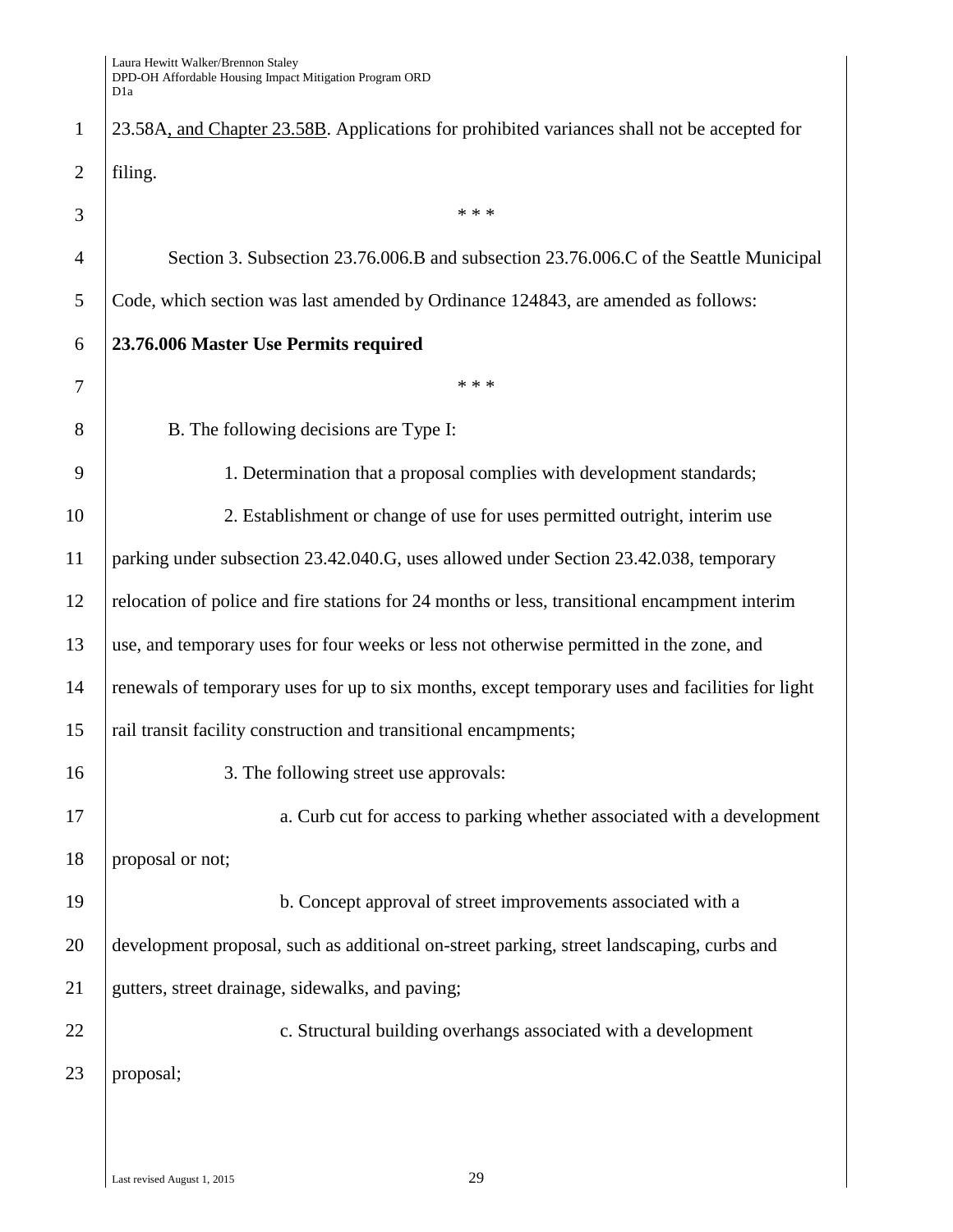23.58A, and Chapter 23.58B. Applications for prohibited variances shall not be accepted for filing.

\* \* \*

Section 3. Subsection 23.76.006.B and subsection 23.76.006.C of the Seattle Municipal Code, which section was last amended by Ordinance 124843, are amended as follows:

**23.76.006 Master Use Permits required**

\* \* \*

B. The following decisions are Type I:

1. Determination that a proposal complies with development standards;

2. Establishment or change of use for uses permitted outright, interim use parking under subsection 23.42.040.G, uses allowed under Section 23.42.038, temporary relocation of police and fire stations for 24 months or less, transitional encampment interim use, and temporary uses for four weeks or less not otherwise permitted in the zone, and renewals of temporary uses for up to six months, except temporary uses and facilities for light rail transit facility construction and transitional encampments;

3. The following street use approvals:

a. Curb cut for access to parking whether associated with a development proposal or not;

b. Concept approval of street improvements associated with a development proposal, such as additional on-street parking, street landscaping, curbs and gutters, street drainage, sidewalks, and paving;

c. Structural building overhangs associated with a development proposal;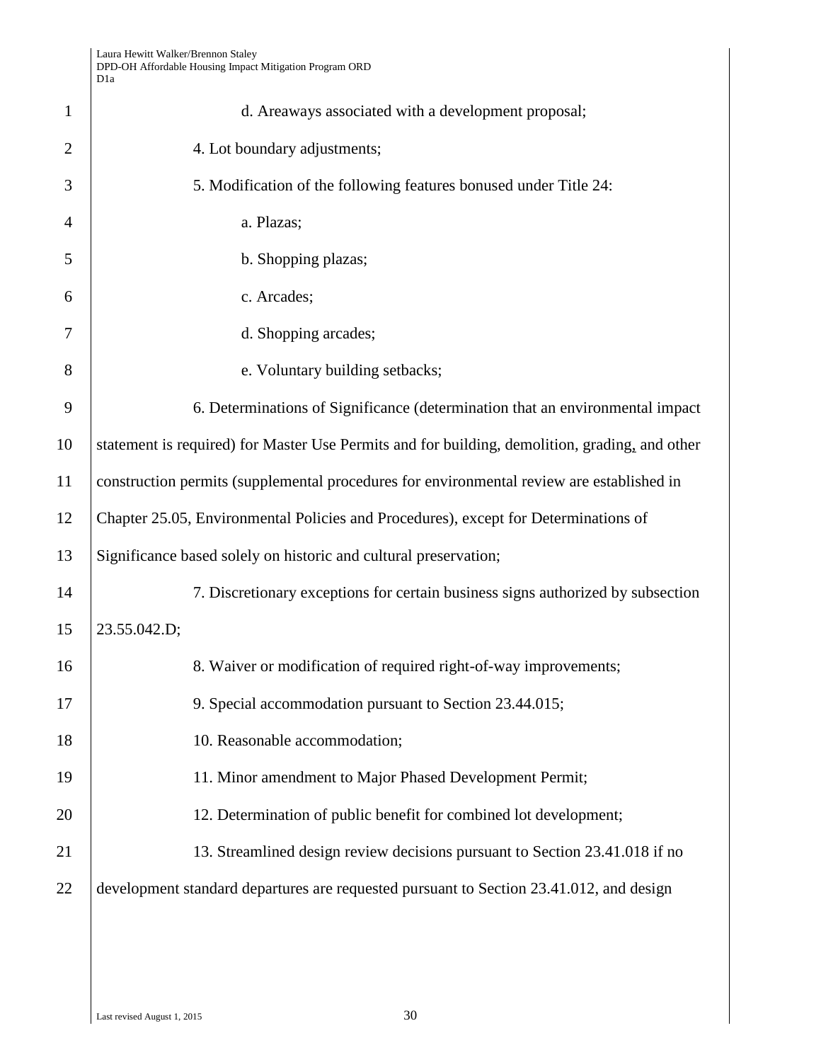d. Areaways associated with a development proposal;

4. Lot boundary adjustments;

5. Modification of the following features bonused under Title 24:

a. Plazas;

b. Shopping plazas;

c. Arcades;

d. Shopping arcades;

e. Voluntary building setbacks;

6. Determinations of Significance (determination that an environmental impact statement is required) for Master Use Permits and for building, demolition, grading, and other construction permits (supplemental procedures for environmental review are established in Chapter 25.05, Environmental Policies and Procedures), except for Determinations of Significance based solely on historic and cultural preservation;

7. Discretionary exceptions for certain business signs authorized by subsection 23.55.042.D;

8. Waiver or modification of required right-of-way improvements;

9. Special accommodation pursuant to Section 23.44.015;

10. Reasonable accommodation;

11. Minor amendment to Major Phased Development Permit;

12. Determination of public benefit for combined lot development;

13. Streamlined design review decisions pursuant to Section 23.41.018 if no development standard departures are requested pursuant to Section 23.41.012, and design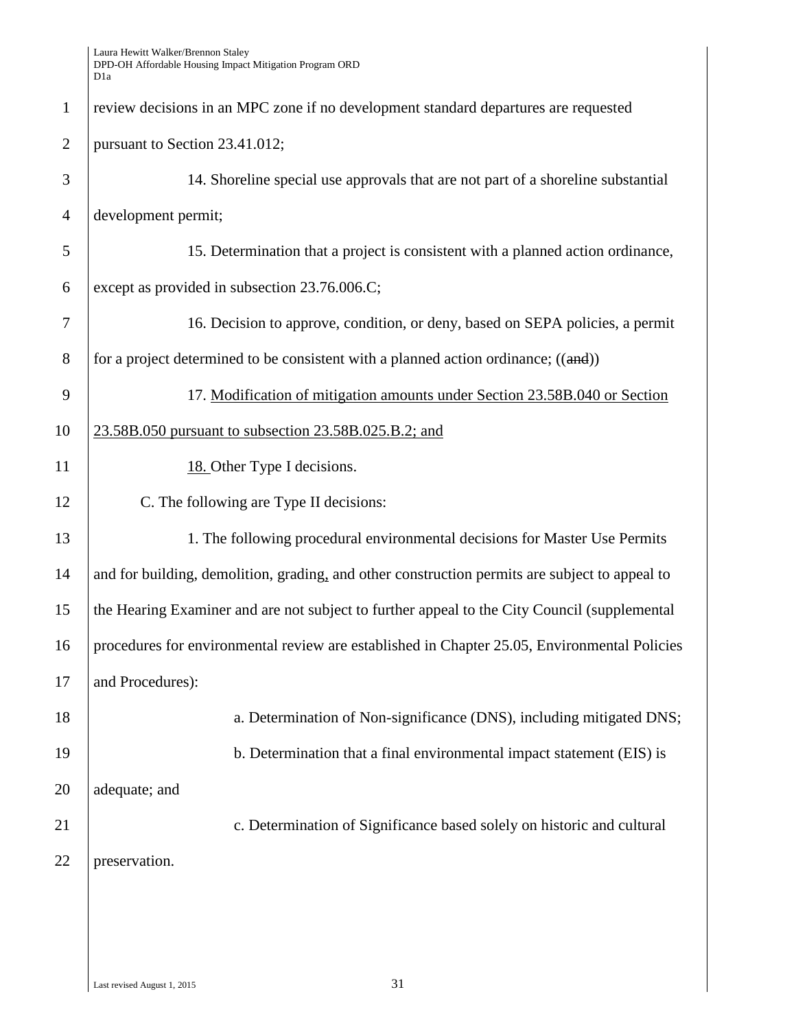review decisions in an MPC zone if no development standard departures are requested pursuant to Section 23.41.012;

14. Shoreline special use approvals that are not part of a shoreline substantial development permit;

15. Determination that a project is consistent with a planned action ordinance, except as provided in subsection 23.76.006.C;

16. Decision to approve, condition, or deny, based on SEPA policies, a permit for a project determined to be consistent with a planned action ordinance; ((~~and~~))

17. <u>Modification of mitigation amounts under Section 23.58B.040 or Section 23.58B.050 pursuant to subsection 23.58B.025.B.2; and</u>

<u>18.</u> Other Type I decisions.

C. The following are Type II decisions:

1. The following procedural environmental decisions for Master Use Permits and for building, demolition, grading<u>,</u> and other construction permits are subject to appeal to the Hearing Examiner and are not subject to further appeal to the City Council (supplemental procedures for environmental review are established in Chapter 25.05, Environmental Policies and Procedures):

a. Determination of Non-significance (DNS), including mitigated DNS;

b. Determination that a final environmental impact statement (EIS) is adequate; and

c. Determination of Significance based solely on historic and cultural preservation.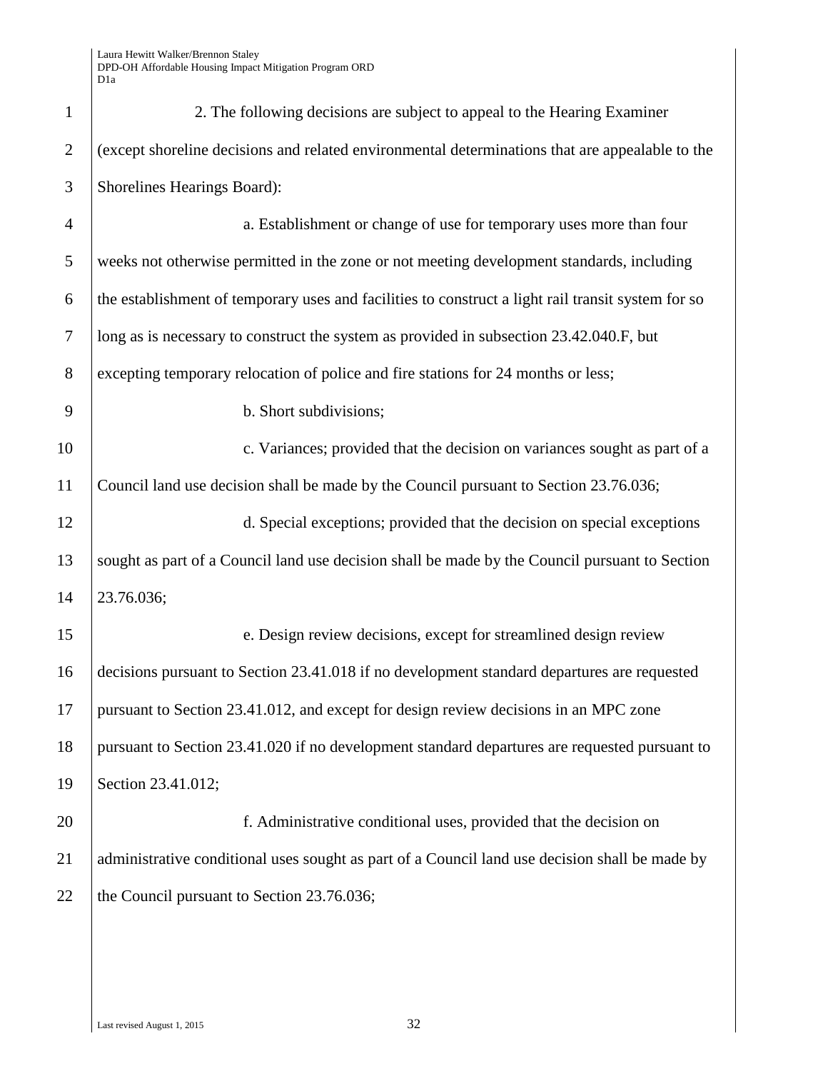2. The following decisions are subject to appeal to the Hearing Examiner (except shoreline decisions and related environmental determinations that are appealable to the Shorelines Hearings Board):

a. Establishment or change of use for temporary uses more than four weeks not otherwise permitted in the zone or not meeting development standards, including the establishment of temporary uses and facilities to construct a light rail transit system for so long as is necessary to construct the system as provided in subsection 23.42.040.F, but excepting temporary relocation of police and fire stations for 24 months or less;

b. Short subdivisions;

c. Variances; provided that the decision on variances sought as part of a Council land use decision shall be made by the Council pursuant to Section 23.76.036;

d. Special exceptions; provided that the decision on special exceptions sought as part of a Council land use decision shall be made by the Council pursuant to Section 23.76.036;

e. Design review decisions, except for streamlined design review decisions pursuant to Section 23.41.018 if no development standard departures are requested pursuant to Section 23.41.012, and except for design review decisions in an MPC zone pursuant to Section 23.41.020 if no development standard departures are requested pursuant to Section 23.41.012;

f. Administrative conditional uses, provided that the decision on administrative conditional uses sought as part of a Council land use decision shall be made by the Council pursuant to Section 23.76.036;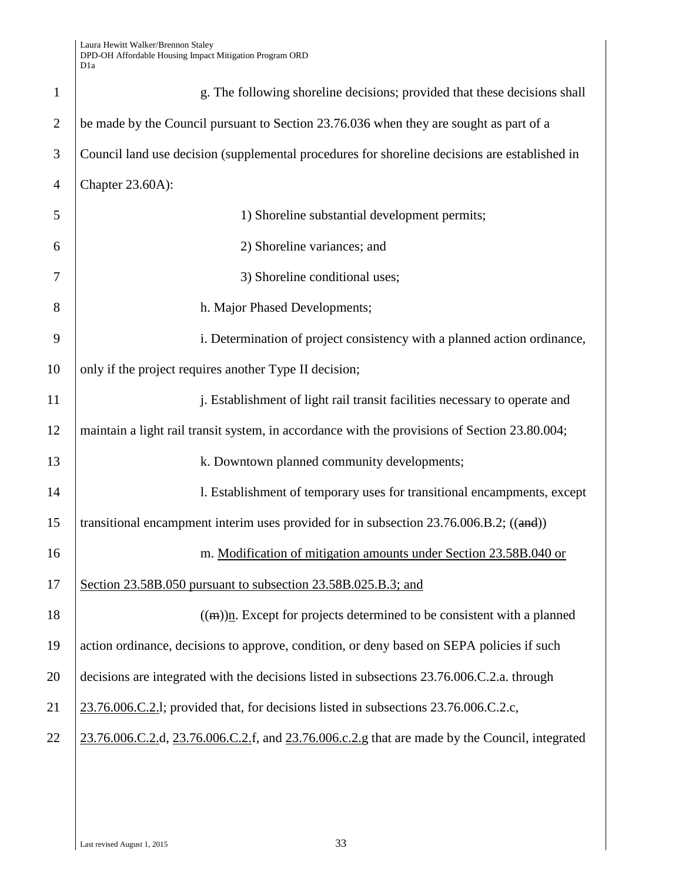g. The following shoreline decisions; provided that these decisions shall be made by the Council pursuant to Section 23.76.036 when they are sought as part of a Council land use decision (supplemental procedures for shoreline decisions are established in Chapter 23.60A):

1) Shoreline substantial development permits;

2) Shoreline variances; and

3) Shoreline conditional uses;

h. Major Phased Developments;

i. Determination of project consistency with a planned action ordinance, only if the project requires another Type II decision;

j. Establishment of light rail transit facilities necessary to operate and maintain a light rail transit system, in accordance with the provisions of Section 23.80.004;

k. Downtown planned community developments;

l. Establishment of temporary uses for transitional encampments, except transitional encampment interim uses provided for in subsection 23.76.006.B.2; ((~~and~~))

m. <u>Modification of mitigation amounts under Section 23.58B.040 or Section 23.58B.050 pursuant to subsection 23.58B.025.B.3; and</u>

((~~m~~))<u>n</u>. Except for projects determined to be consistent with a planned action ordinance, decisions to approve, condition, or deny based on SEPA policies if such decisions are integrated with the decisions listed in subsections 23.76.006.C.2.a. through <u>23.76.006.C.2.</u>l; provided that, for decisions listed in subsections 23.76.006.C.2.c, <u>23.76.006.C.2.</u>d, <u>23.76.006.C.2.</u>f, and <u>23.76.006.c.2.</u>g that are made by the Council, integrated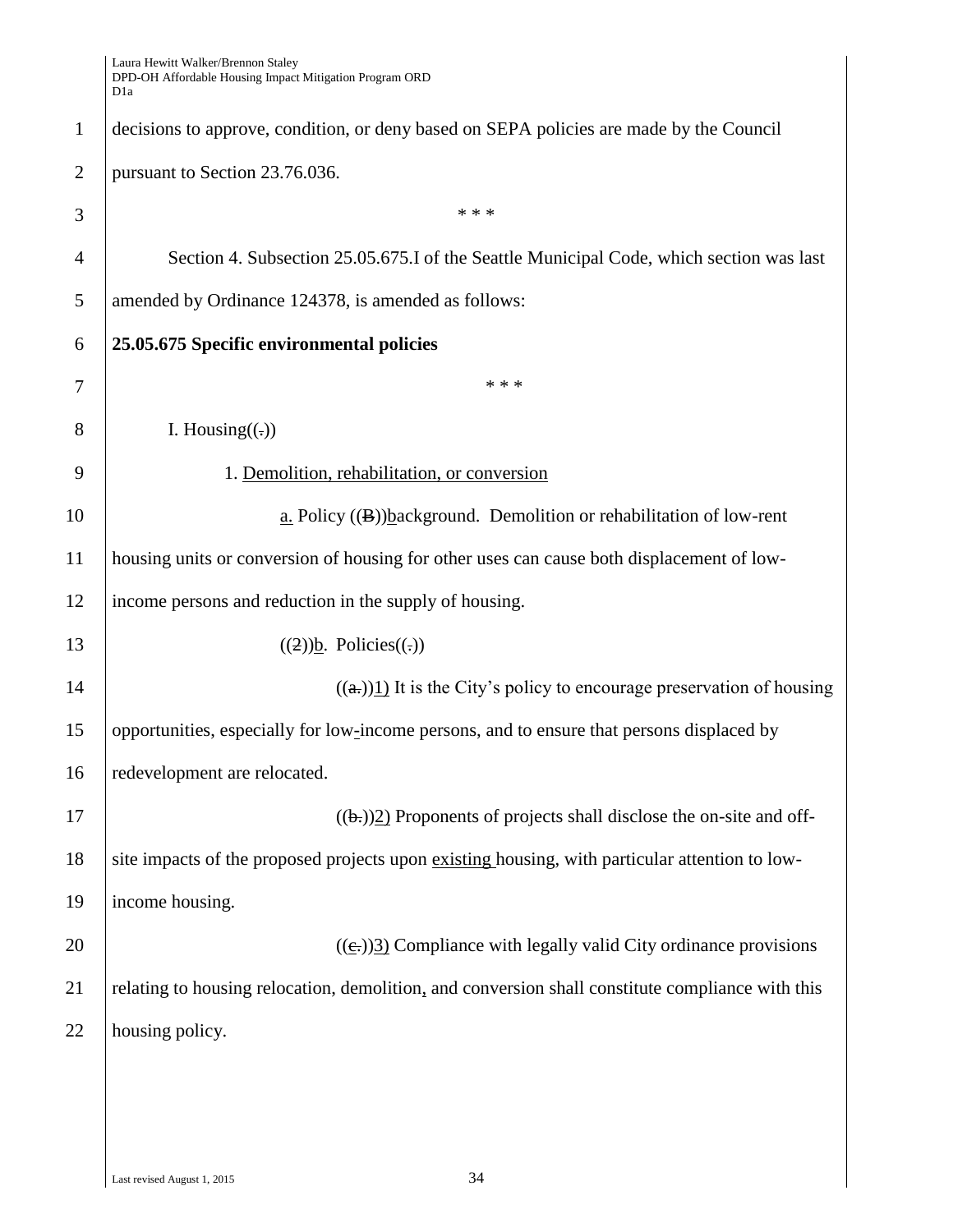decisions to approve, condition, or deny based on SEPA policies are made by the Council pursuant to Section 23.76.036.

\* \* \*

Section 4. Subsection 25.05.675.I of the Seattle Municipal Code, which section was last amended by Ordinance 124378, is amended as follows:

**25.05.675 Specific environmental policies**

\* \* \*

I. Housing((.))

1. Demolition, rehabilitation, or conversion

a. Policy ((B))background. Demolition or rehabilitation of low-rent housing units or conversion of housing for other uses can cause both displacement of low-income persons and reduction in the supply of housing.

((2))b. Policies((.))

((a.))1) It is the City's policy to encourage preservation of housing opportunities, especially for low-income persons, and to ensure that persons displaced by redevelopment are relocated.

((b.))2) Proponents of projects shall disclose the on-site and off-site impacts of the proposed projects upon existing housing, with particular attention to low-income housing.

((c.))3) Compliance with legally valid City ordinance provisions relating to housing relocation, demolition, and conversion shall constitute compliance with this housing policy.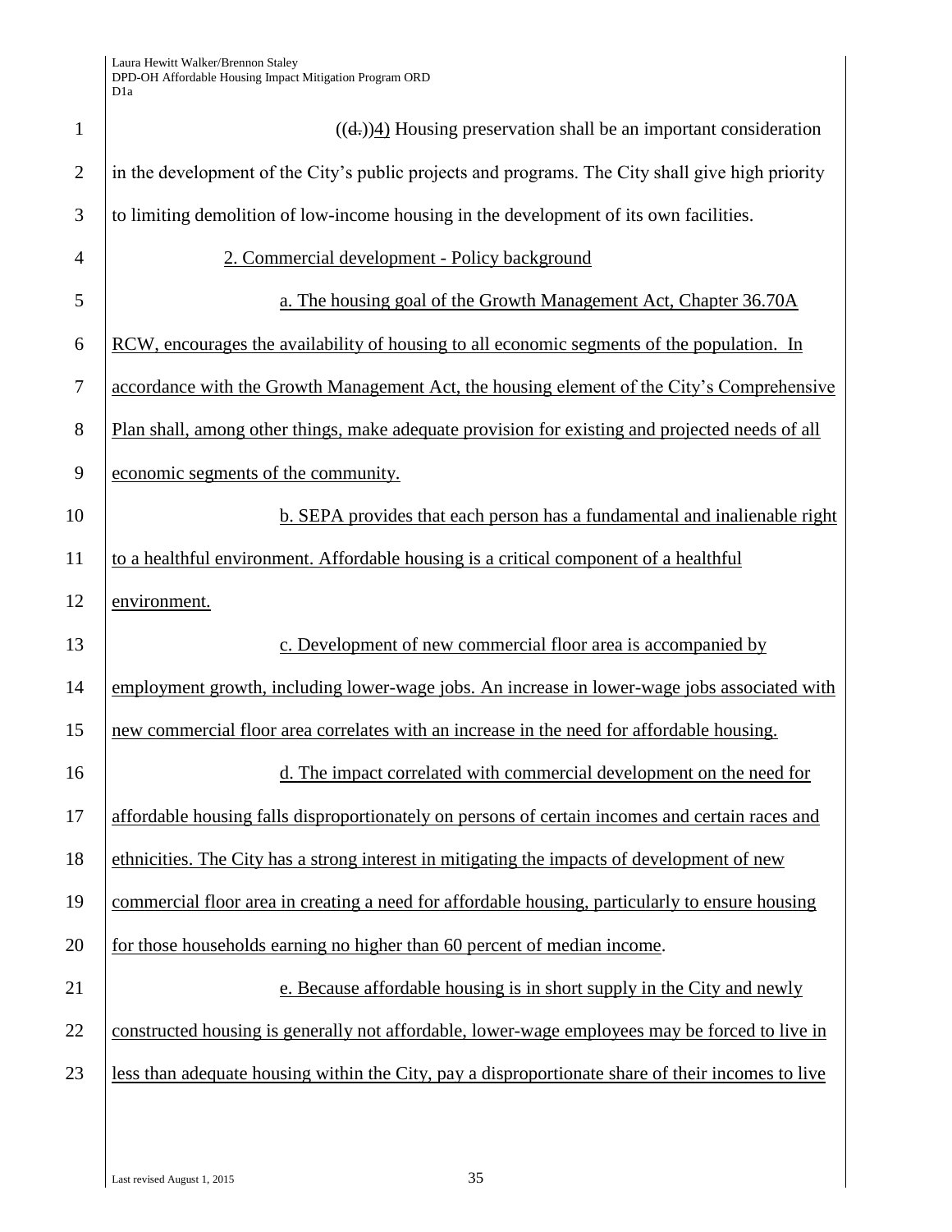((d.))4) Housing preservation shall be an important consideration in the development of the City's public projects and programs. The City shall give high priority to limiting demolition of low-income housing in the development of its own facilities.

2. Commercial development - Policy background

a. The housing goal of the Growth Management Act, Chapter 36.70A RCW, encourages the availability of housing to all economic segments of the population. In accordance with the Growth Management Act, the housing element of the City's Comprehensive Plan shall, among other things, make adequate provision for existing and projected needs of all economic segments of the community.

b. SEPA provides that each person has a fundamental and inalienable right to a healthful environment. Affordable housing is a critical component of a healthful environment.

c. Development of new commercial floor area is accompanied by employment growth, including lower-wage jobs. An increase in lower-wage jobs associated with new commercial floor area correlates with an increase in the need for affordable housing.

d. The impact correlated with commercial development on the need for affordable housing falls disproportionately on persons of certain incomes and certain races and ethnicities. The City has a strong interest in mitigating the impacts of development of new commercial floor area in creating a need for affordable housing, particularly to ensure housing for those households earning no higher than 60 percent of median income.

e. Because affordable housing is in short supply in the City and newly constructed housing is generally not affordable, lower-wage employees may be forced to live in less than adequate housing within the City, pay a disproportionate share of their incomes to live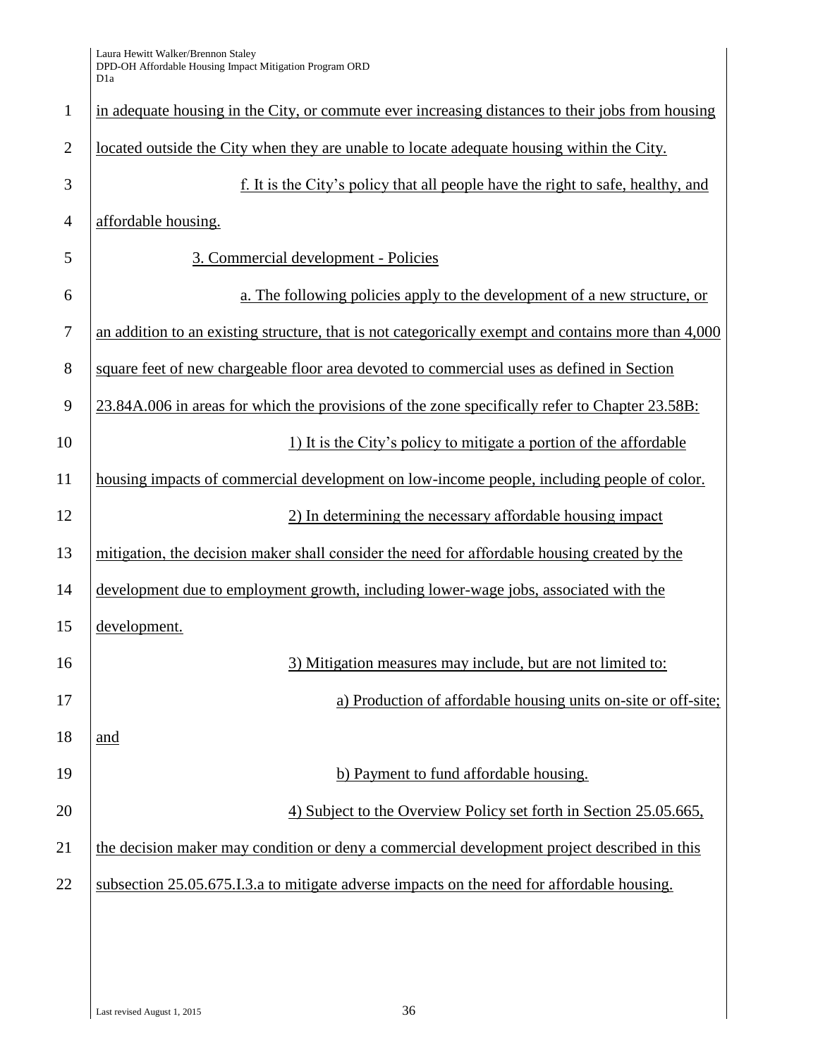in adequate housing in the City, or commute ever increasing distances to their jobs from housing located outside the City when they are unable to locate adequate housing within the City.

f. It is the City's policy that all people have the right to safe, healthy, and affordable housing.

3. Commercial development - Policies

a. The following policies apply to the development of a new structure, or an addition to an existing structure, that is not categorically exempt and contains more than 4,000 square feet of new chargeable floor area devoted to commercial uses as defined in Section 23.84A.006 in areas for which the provisions of the zone specifically refer to Chapter 23.58B:

1) It is the City's policy to mitigate a portion of the affordable housing impacts of commercial development on low-income people, including people of color.

2) In determining the necessary affordable housing impact mitigation, the decision maker shall consider the need for affordable housing created by the development due to employment growth, including lower-wage jobs, associated with the development.

3) Mitigation measures may include, but are not limited to:

a) Production of affordable housing units on-site or off-site; and

b) Payment to fund affordable housing.

4) Subject to the Overview Policy set forth in Section 25.05.665, the decision maker may condition or deny a commercial development project described in this subsection 25.05.675.I.3.a to mitigate adverse impacts on the need for affordable housing.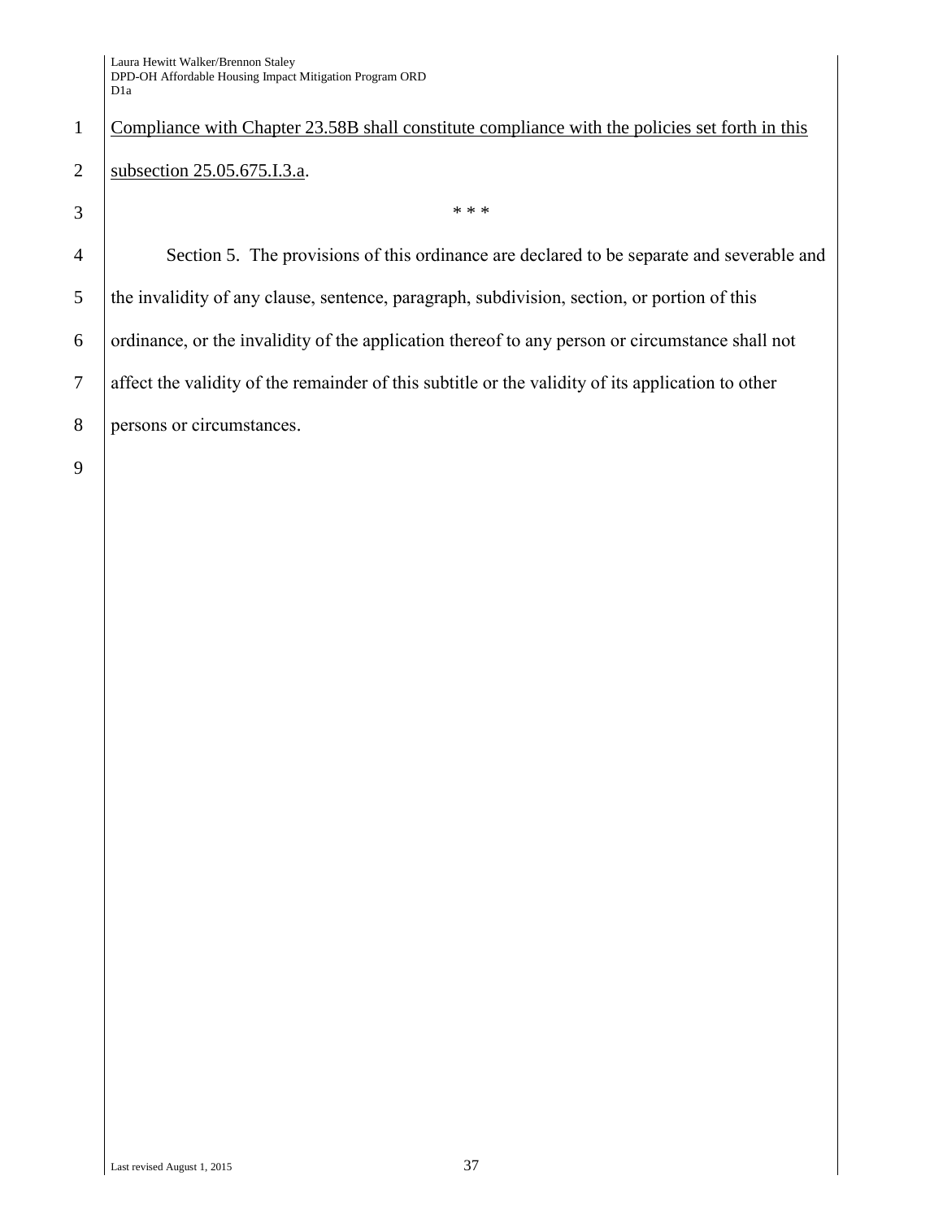<u>Compliance with Chapter 23.58B shall constitute compliance with the policies set forth in this subsection 25.05.675.I.3.a</u>.

\* \* \*

Section 5. The provisions of this ordinance are declared to be separate and severable and the invalidity of any clause, sentence, paragraph, subdivision, section, or portion of this ordinance, or the invalidity of the application thereof to any person or circumstance shall not affect the validity of the remainder of this subtitle or the validity of its application to other persons or circumstances.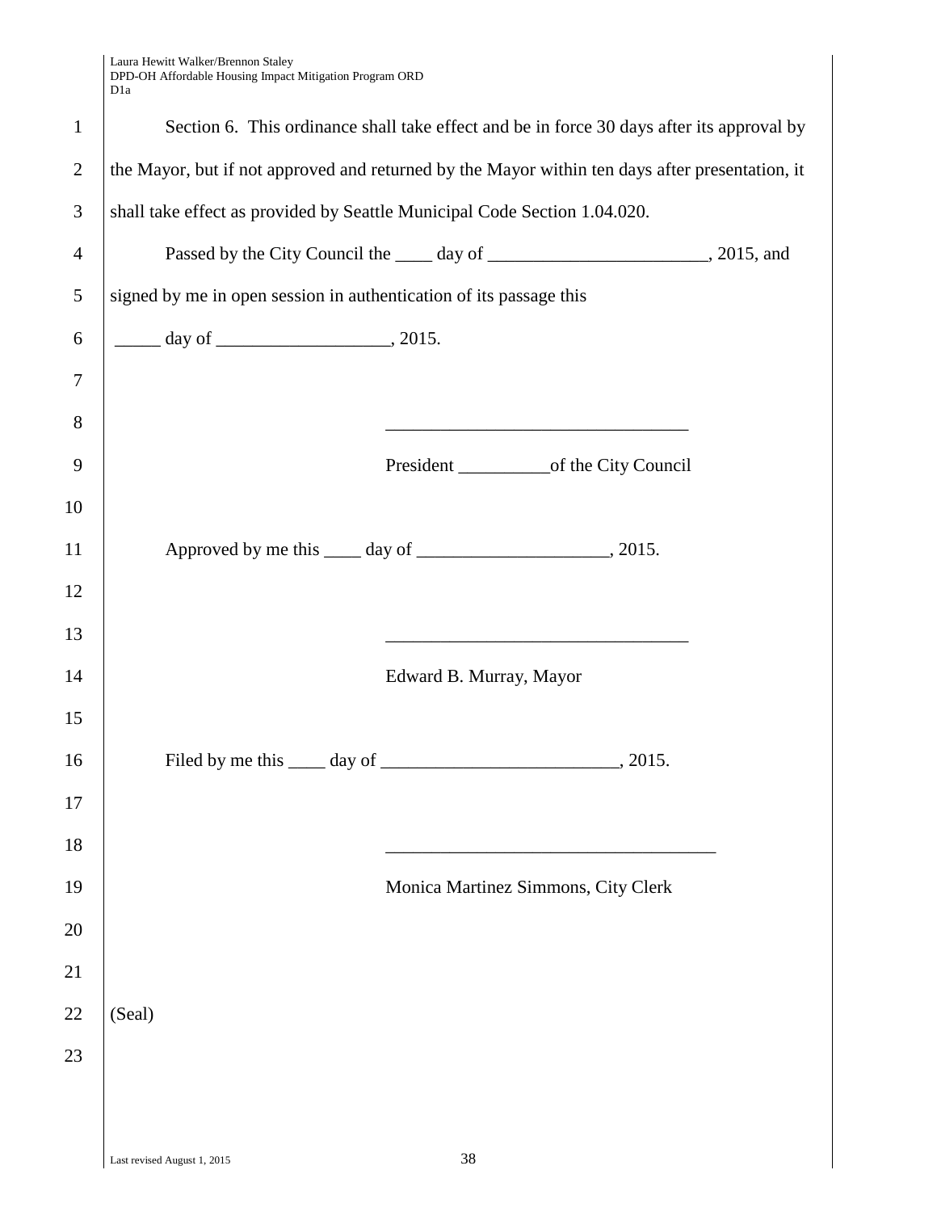Section 6. This ordinance shall take effect and be in force 30 days after its approval by the Mayor, but if not approved and returned by the Mayor within ten days after presentation, it shall take effect as provided by Seattle Municipal Code Section 1.04.020.

Passed by the City Council the ____ day of ________________________, 2015, and signed by me in open session in authentication of its passage this

_____ day of ___________________, 2015.

_________________________________

President __________of the City Council

Approved by me this ____ day of _____________________, 2015.

_________________________________

Edward B. Murray, Mayor

Filed by me this ____ day of __________________________, 2015.

____________________________________

Monica Martinez Simmons, City Clerk

(Seal)